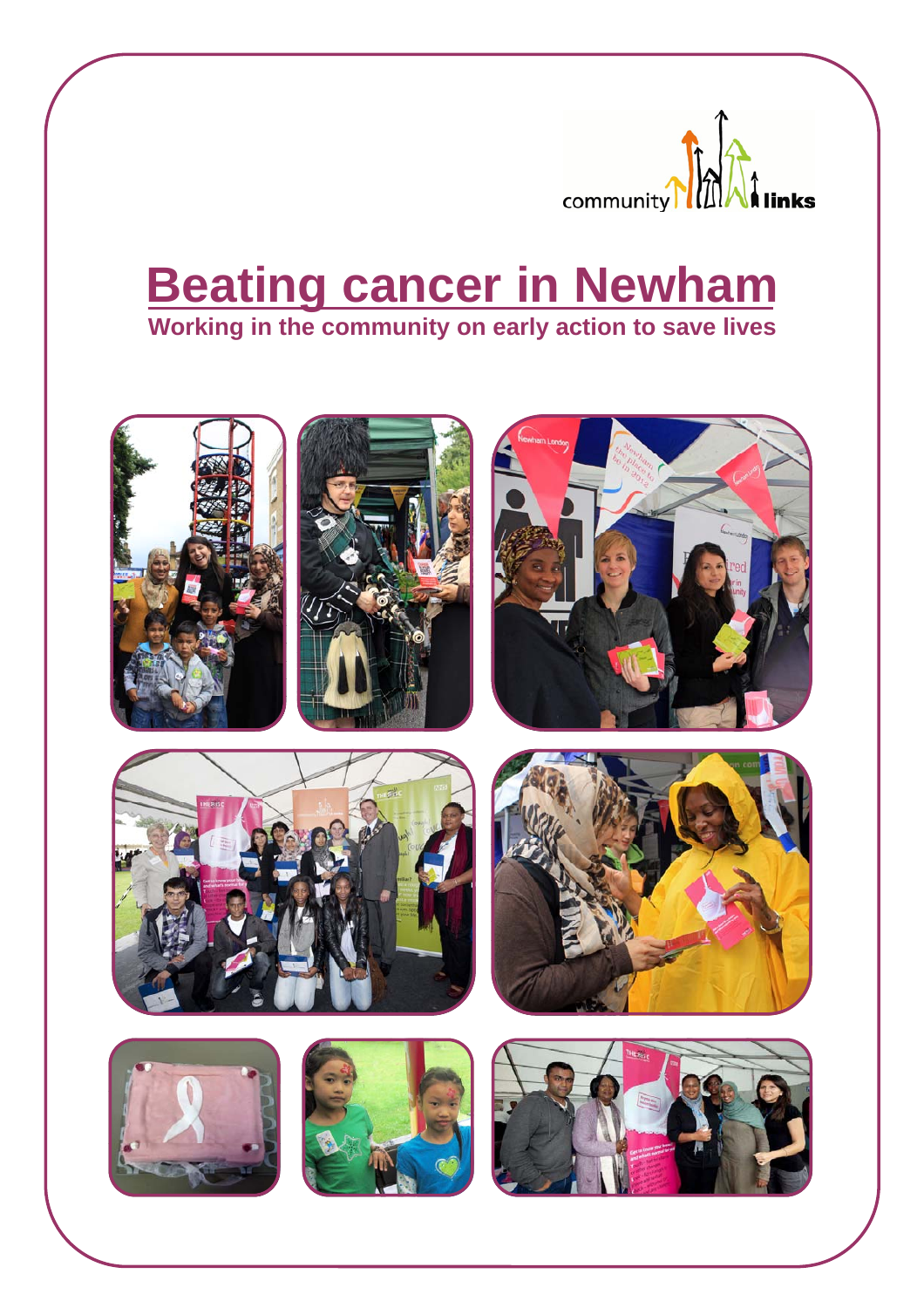community links

# Beating cancer in Newham

**Working in the community on early action to save lives**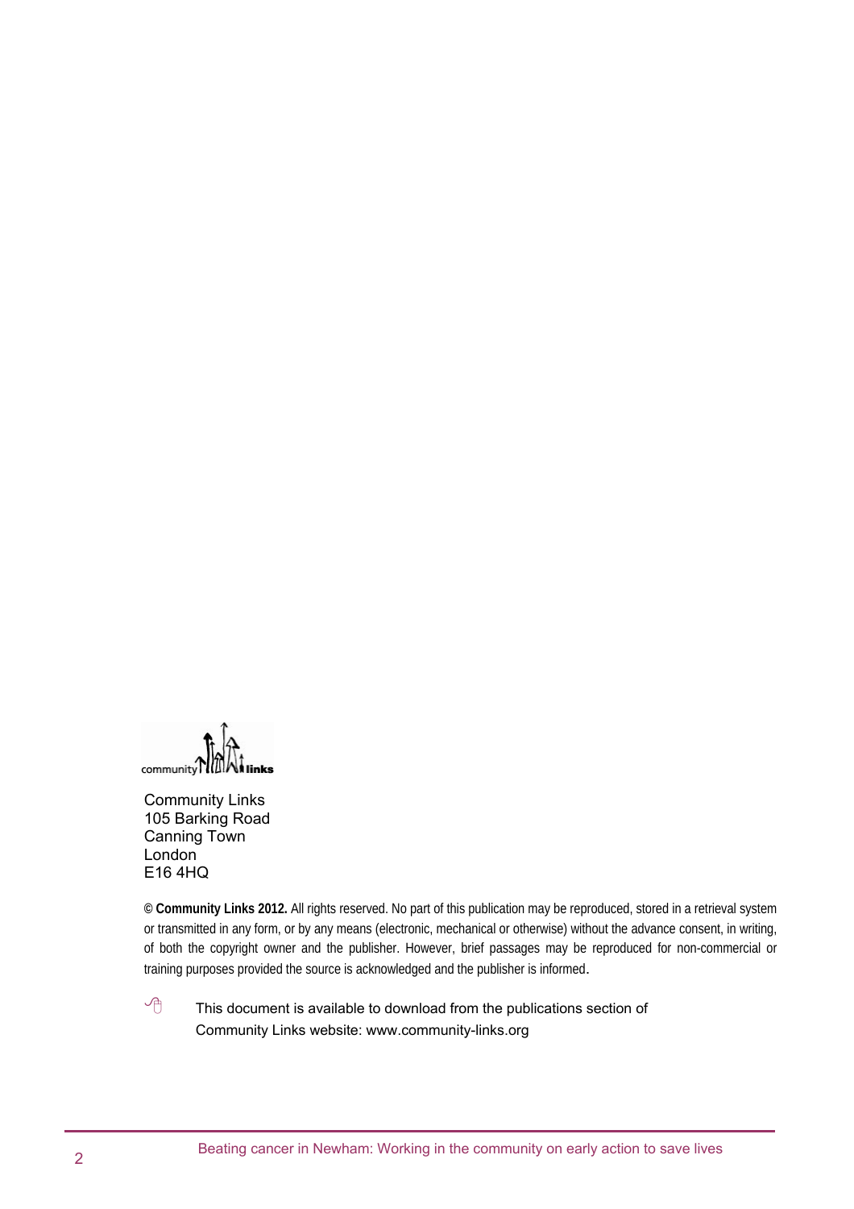community links

Community Links  
105 Barking Road  
Canning Town  
London  
E16 4HQ

**© Community Links 2012.** All rights reserved. No part of this publication may be reproduced, stored in a retrieval system or transmitted in any form, or by any means (electronic, mechanical or otherwise) without the advance consent, in writing, of both the copyright owner and the publisher. However, brief passages may be reproduced for non-commercial or training purposes provided the source is acknowledged and the publisher is informed.

This document is available to download from the publications section of Community Links website: www.community-links.org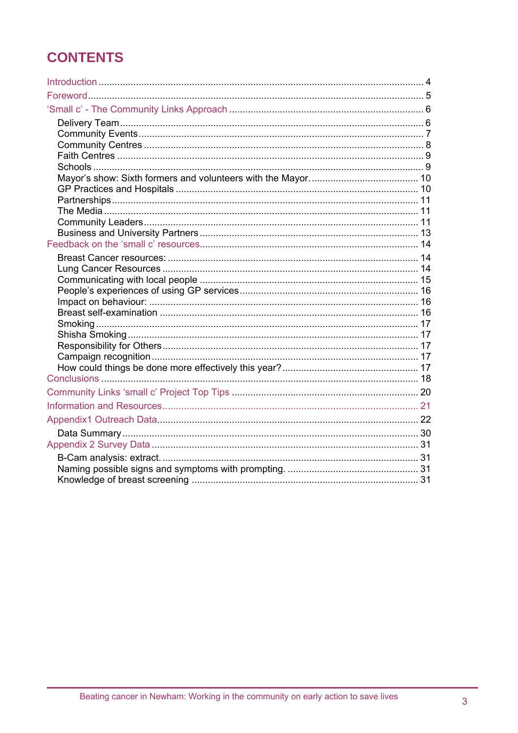# CONTENTS

Introduction ........................................................................................................................ 4

Foreword............................................................................................................................. 5

'Small c' - The Community Links Approach ........................................................................ 6

- Delivery Team................................................................................................................ 6
- Community Events.......................................................................................................... 7
- Community Centres ........................................................................................................ 8
- Faith Centres .................................................................................................................. 9
- Schools ........................................................................................................................... 9
- Mayor's show: Sixth formers and volunteers with the Mayor. ....................................... 10
- GP Practices and Hospitals .......................................................................................... 10
- Partnerships.................................................................................................................. 11
- The Media .................................................................................................................... 11
- Community Leaders...................................................................................................... 11
- Business and University Partners ................................................................................. 13

Feedback on the 'small c' resources................................................................................. 14

- Breast Cancer resources: ............................................................................................. 14
- Lung Cancer Resources ............................................................................................... 14
- Communicating with local people ................................................................................. 15
- People's experiences of using GP services.................................................................. 16
- Impact on behaviour: .................................................................................................... 16
- Breast self-examination ................................................................................................ 16
- Smoking ........................................................................................................................ 17
- Shisha Smoking............................................................................................................ 17
- Responsibility for Others............................................................................................... 17
- Campaign recognition................................................................................................... 17
- How could things be done more effectively this year?.................................................. 17

Conclusions ...................................................................................................................... 18

Community Links 'small c' Project Top Tips ..................................................................... 20

Information and Resources............................................................................................... 21

Appendix1 Outreach Data................................................................................................. 22

- Data Summary.............................................................................................................. 30

Appendix 2 Survey Data ................................................................................................... 31

- B-Cam analysis: extract. ............................................................................................... 31
- Naming possible signs and symptoms with prompting. ................................................ 31
- Knowledge of breast screening .................................................................................... 31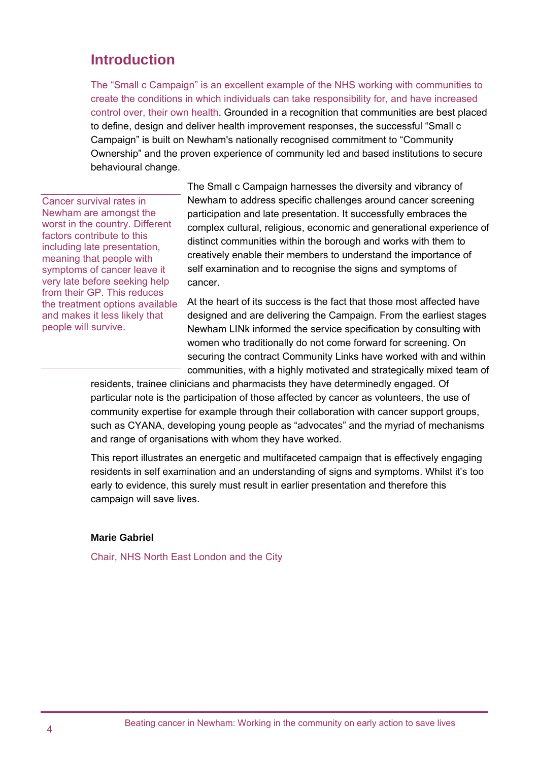# Introduction

The "Small c Campaign" is an excellent example of the NHS working with communities to create the conditions in which individuals can take responsibility for, and have increased control over, their own health. Grounded in a recognition that communities are best placed to define, design and deliver health improvement responses, the successful "Small c Campaign" is built on Newham's nationally recognised commitment to "Community Ownership" and the proven experience of community led and based institutions to secure behavioural change.

> Cancer survival rates in Newham are amongst the worst in the country. Different factors contribute to this including late presentation, meaning that people with symptoms of cancer leave it very late before seeking help from their GP. This reduces the treatment options available and makes it less likely that people will survive.

The Small c Campaign harnesses the diversity and vibrancy of Newham to address specific challenges around cancer screening participation and late presentation. It successfully embraces the complex cultural, religious, economic and generational experience of distinct communities within the borough and works with them to creatively enable their members to understand the importance of self examination and to recognise the signs and symptoms of cancer.

At the heart of its success is the fact that those most affected have designed and are delivering the Campaign. From the earliest stages Newham LINk informed the service specification by consulting with women who traditionally do not come forward for screening. On securing the contract Community Links have worked with and within communities, with a highly motivated and strategically mixed team of residents, trainee clinicians and pharmacists they have determinedly engaged. Of particular note is the participation of those affected by cancer as volunteers, the use of community expertise for example through their collaboration with cancer support groups, such as CYANA, developing young people as "advocates" and the myriad of mechanisms and range of organisations with whom they have worked.

This report illustrates an energetic and multifaceted campaign that is effectively engaging residents in self examination and an understanding of signs and symptoms. Whilst it's too early to evidence, this surely must result in earlier presentation and therefore this campaign will save lives.

**Marie Gabriel**

Chair, NHS North East London and the City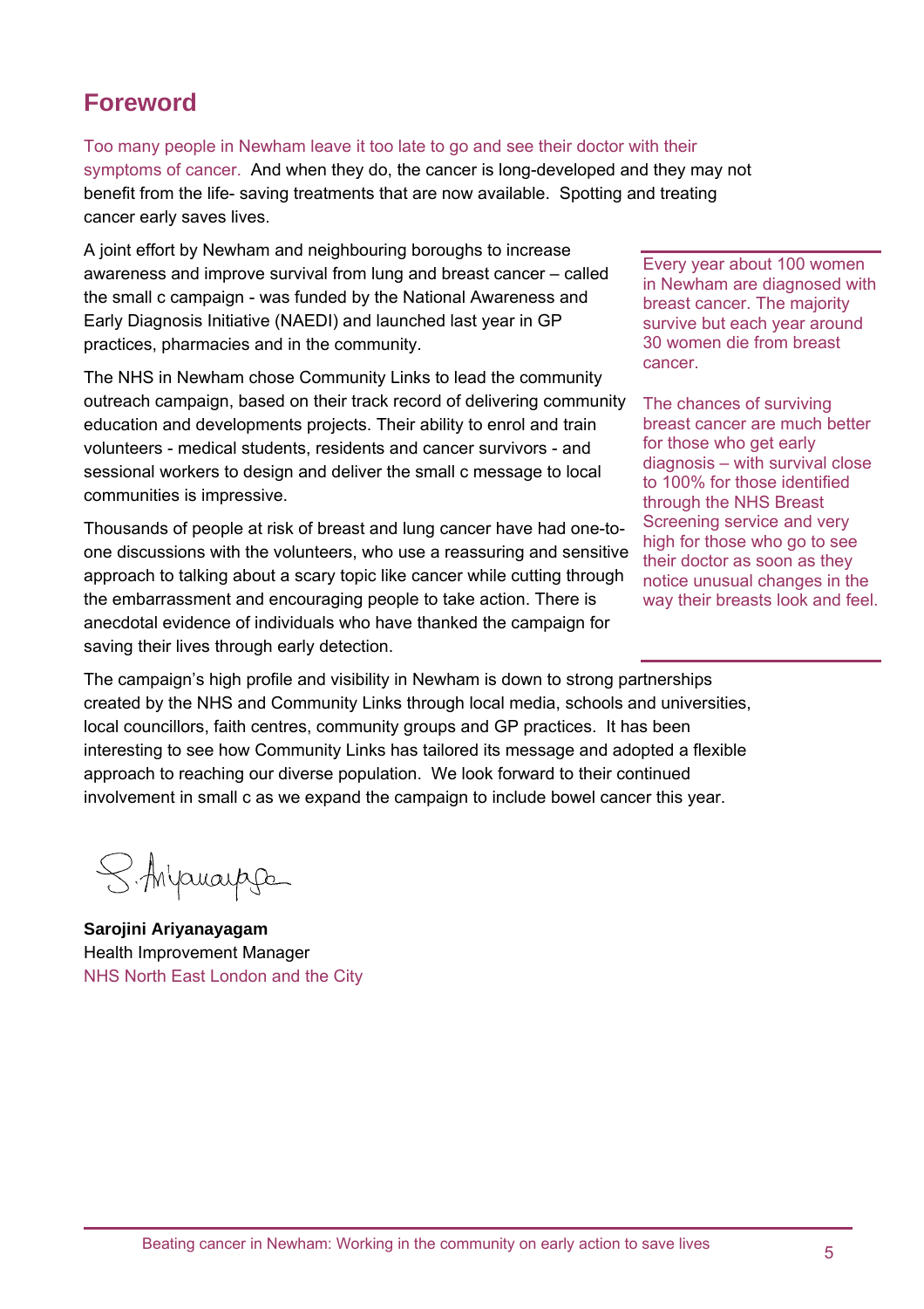## Foreword

Too many people in Newham leave it too late to go and see their doctor with their symptoms of cancer. And when they do, the cancer is long-developed and they may not benefit from the life- saving treatments that are now available. Spotting and treating cancer early saves lives.

A joint effort by Newham and neighbouring boroughs to increase awareness and improve survival from lung and breast cancer – called the small c campaign - was funded by the National Awareness and Early Diagnosis Initiative (NAEDI) and launched last year in GP practices, pharmacies and in the community.

The NHS in Newham chose Community Links to lead the community outreach campaign, based on their track record of delivering community education and developments projects. Their ability to enrol and train volunteers - medical students, residents and cancer survivors - and sessional workers to design and deliver the small c message to local communities is impressive.

Thousands of people at risk of breast and lung cancer have had one-to-one discussions with the volunteers, who use a reassuring and sensitive approach to talking about a scary topic like cancer while cutting through the embarrassment and encouraging people to take action. There is anecdotal evidence of individuals who have thanked the campaign for saving their lives through early detection.

> Every year about 100 women in Newham are diagnosed with breast cancer. The majority survive but each year around 30 women die from breast cancer.
>
> The chances of surviving breast cancer are much better for those who get early diagnosis – with survival close to 100% for those identified through the NHS Breast Screening service and very high for those who go to see their doctor as soon as they notice unusual changes in the way their breasts look and feel.

The campaign's high profile and visibility in Newham is down to strong partnerships created by the NHS and Community Links through local media, schools and universities, local councillors, faith centres, community groups and GP practices. It has been interesting to see how Community Links has tailored its message and adopted a flexible approach to reaching our diverse population. We look forward to their continued involvement in small c as we expand the campaign to include bowel cancer this year.

S. Ariyanayagam

**Sarojini Ariyanayagam**
Health Improvement Manager
NHS North East London and the City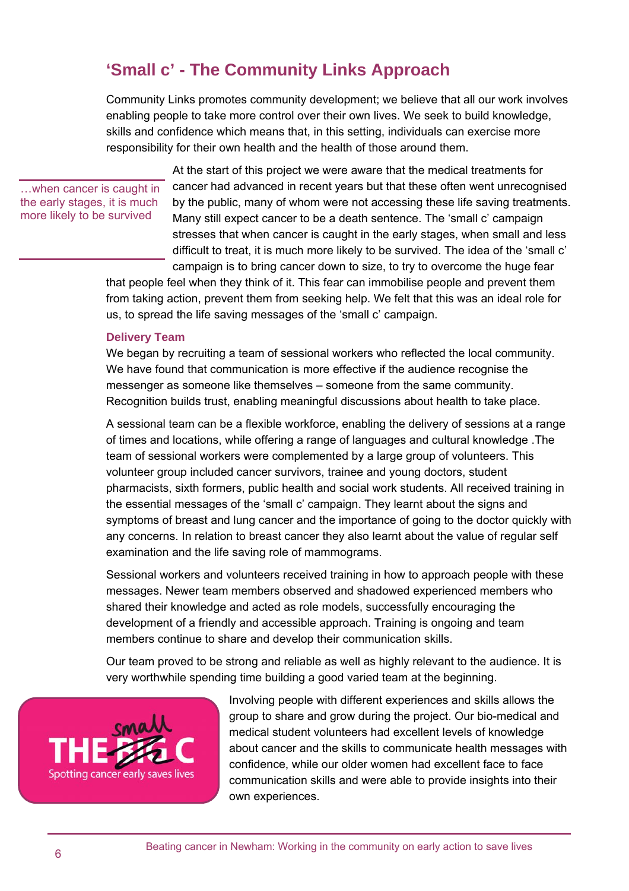## 'Small c' - The Community Links Approach

Community Links promotes community development; we believe that all our work involves enabling people to take more control over their own lives. We seek to build knowledge, skills and confidence which means that, in this setting, individuals can exercise more responsibility for their own health and the health of those around them.

> …when cancer is caught in the early stages, it is much more likely to be survived

At the start of this project we were aware that the medical treatments for cancer had advanced in recent years but that these often went unrecognised by the public, many of whom were not accessing these life saving treatments. Many still expect cancer to be a death sentence. The 'small c' campaign stresses that when cancer is caught in the early stages, when small and less difficult to treat, it is much more likely to be survived. The idea of the 'small c' campaign is to bring cancer down to size, to try to overcome the huge fear that people feel when they think of it. This fear can immobilise people and prevent them from taking action, prevent them from seeking help. We felt that this was an ideal role for us, to spread the life saving messages of the 'small c' campaign.

### Delivery Team

We began by recruiting a team of sessional workers who reflected the local community. We have found that communication is more effective if the audience recognise the messenger as someone like themselves – someone from the same community. Recognition builds trust, enabling meaningful discussions about health to take place.

A sessional team can be a flexible workforce, enabling the delivery of sessions at a range of times and locations, while offering a range of languages and cultural knowledge .The team of sessional workers were complemented by a large group of volunteers. This volunteer group included cancer survivors, trainee and young doctors, student pharmacists, sixth formers, public health and social work students. All received training in the essential messages of the 'small c' campaign. They learnt about the signs and symptoms of breast and lung cancer and the importance of going to the doctor quickly with any concerns. In relation to breast cancer they also learnt about the value of regular self examination and the life saving role of mammograms.

Sessional workers and volunteers received training in how to approach people with these messages. Newer team members observed and shadowed experienced members who shared their knowledge and acted as role models, successfully encouraging the development of a friendly and accessible approach. Training is ongoing and team members continue to share and develop their communication skills.

Our team proved to be strong and reliable as well as highly relevant to the audience. It is very worthwhile spending time building a good varied team at the beginning.

THE ~~BIG~~ small C
Spotting cancer early saves lives

Involving people with different experiences and skills allows the group to share and grow during the project. Our bio-medical and medical student volunteers had excellent levels of knowledge about cancer and the skills to communicate health messages with confidence, while our older women had excellent face to face communication skills and were able to provide insights into their own experiences.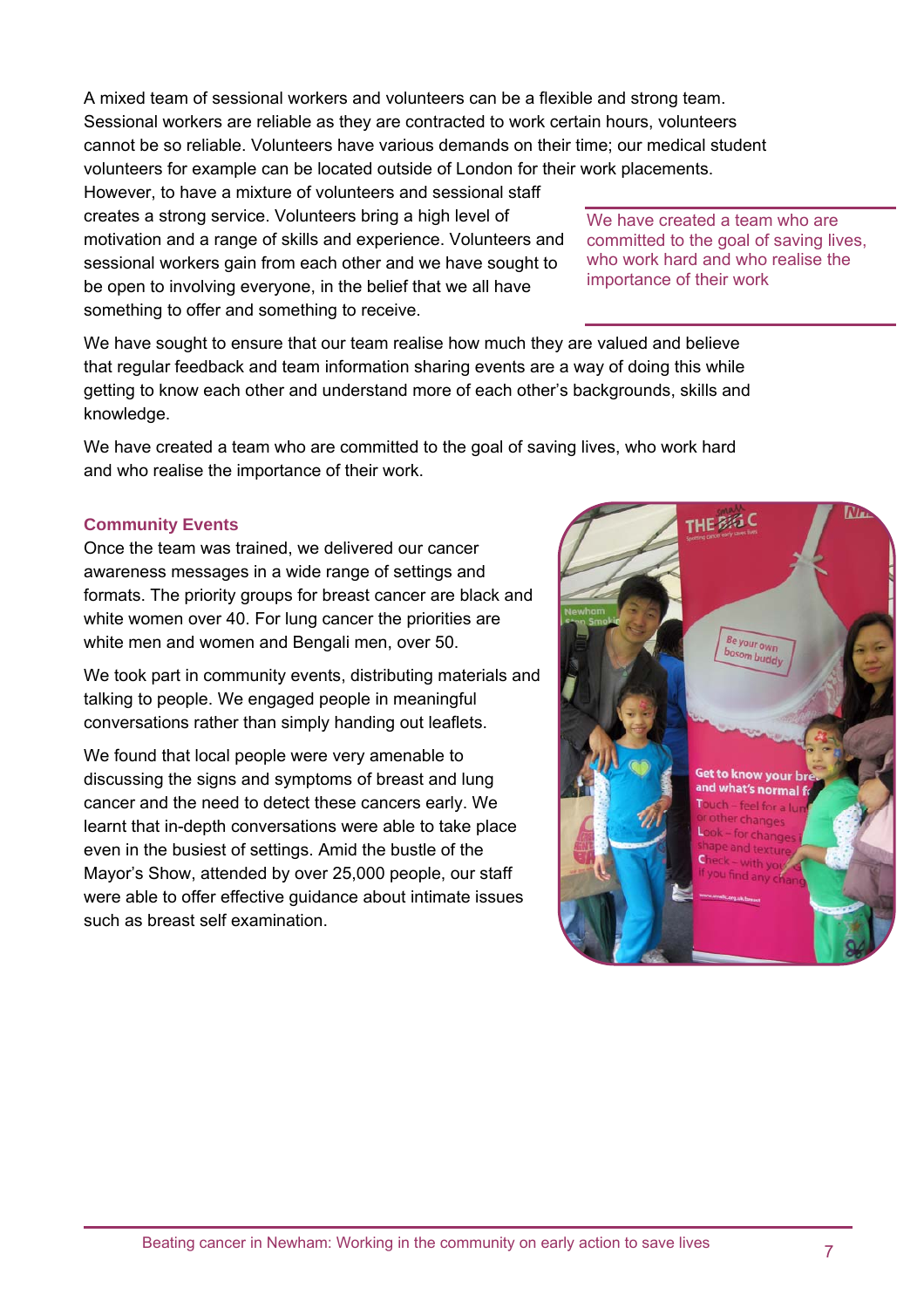A mixed team of sessional workers and volunteers can be a flexible and strong team. Sessional workers are reliable as they are contracted to work certain hours, volunteers cannot be so reliable. Volunteers have various demands on their time; our medical student volunteers for example can be located outside of London for their work placements. However, to have a mixture of volunteers and sessional staff creates a strong service. Volunteers bring a high level of motivation and a range of skills and experience. Volunteers and sessional workers gain from each other and we have sought to be open to involving everyone, in the belief that we all have something to offer and something to receive.

> We have created a team who are committed to the goal of saving lives, who work hard and who realise the importance of their work

We have sought to ensure that our team realise how much they are valued and believe that regular feedback and team information sharing events are a way of doing this while getting to know each other and understand more of each other's backgrounds, skills and knowledge.

We have created a team who are committed to the goal of saving lives, who work hard and who realise the importance of their work.

### Community Events

Once the team was trained, we delivered our cancer awareness messages in a wide range of settings and formats. The priority groups for breast cancer are black and white women over 40. For lung cancer the priorities are white men and women and Bengali men, over 50.

We took part in community events, distributing materials and talking to people. We engaged people in meaningful conversations rather than simply handing out leaflets.

We found that local people were very amenable to discussing the signs and symptoms of breast and lung cancer and the need to detect these cancers early. We learnt that in-depth conversations were able to take place even in the busiest of settings. Amid the bustle of the Mayor's Show, attended by over 25,000 people, our staff were able to offer effective guidance about intimate issues such as breast self examination.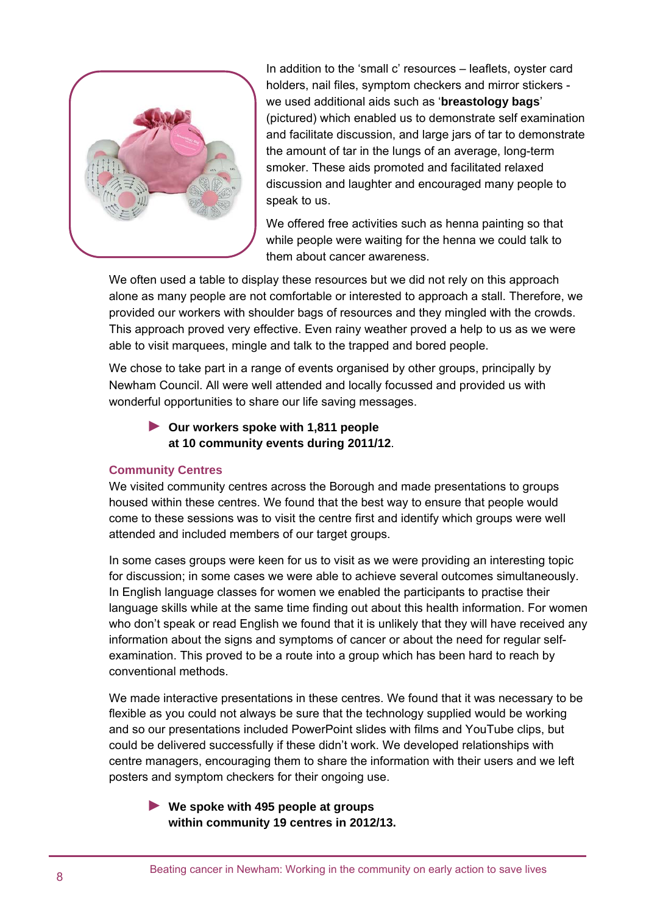In addition to the 'small c' resources – leaflets, oyster card holders, nail files, symptom checkers and mirror stickers - we used additional aids such as '**breastology bags**' (pictured) which enabled us to demonstrate self examination and facilitate discussion, and large jars of tar to demonstrate the amount of tar in the lungs of an average, long-term smoker. These aids promoted and facilitated relaxed discussion and laughter and encouraged many people to speak to us.

We offered free activities such as henna painting so that while people were waiting for the henna we could talk to them about cancer awareness.

We often used a table to display these resources but we did not rely on this approach alone as many people are not comfortable or interested to approach a stall. Therefore, we provided our workers with shoulder bags of resources and they mingled with the crowds. This approach proved very effective. Even rainy weather proved a help to us as we were able to visit marquees, mingle and talk to the trapped and bored people.

We chose to take part in a range of events organised by other groups, principally by Newham Council. All were well attended and locally focussed and provided us with wonderful opportunities to share our life saving messages.

► **Our workers spoke with 1,811 people at 10 community events during 2011/12**.

### Community Centres

We visited community centres across the Borough and made presentations to groups housed within these centres. We found that the best way to ensure that people would come to these sessions was to visit the centre first and identify which groups were well attended and included members of our target groups.

In some cases groups were keen for us to visit as we were providing an interesting topic for discussion; in some cases we were able to achieve several outcomes simultaneously. In English language classes for women we enabled the participants to practise their language skills while at the same time finding out about this health information. For women who don't speak or read English we found that it is unlikely that they will have received any information about the signs and symptoms of cancer or about the need for regular self-examination. This proved to be a route into a group which has been hard to reach by conventional methods.

We made interactive presentations in these centres. We found that it was necessary to be flexible as you could not always be sure that the technology supplied would be working and so our presentations included PowerPoint slides with films and YouTube clips, but could be delivered successfully if these didn't work. We developed relationships with centre managers, encouraging them to share the information with their users and we left posters and symptom checkers for their ongoing use.

► **We spoke with 495 people at groups within community 19 centres in 2012/13.**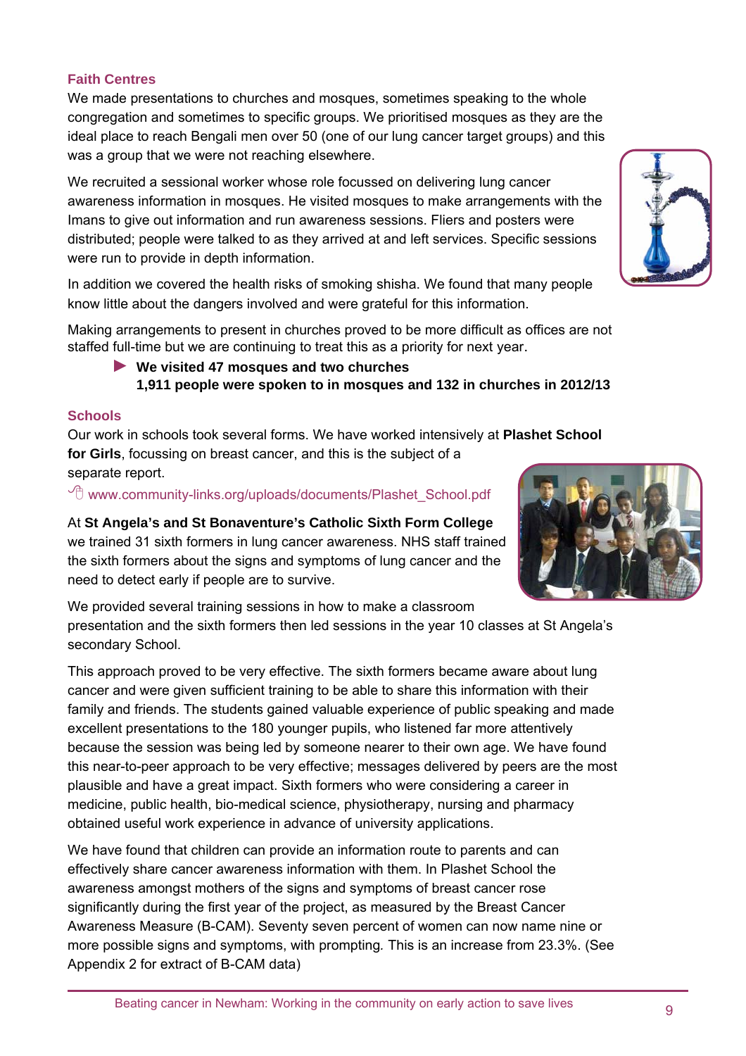## Faith Centres

We made presentations to churches and mosques, sometimes speaking to the whole congregation and sometimes to specific groups. We prioritised mosques as they are the ideal place to reach Bengali men over 50 (one of our lung cancer target groups) and this was a group that we were not reaching elsewhere.

We recruited a sessional worker whose role focussed on delivering lung cancer awareness information in mosques. He visited mosques to make arrangements with the Imans to give out information and run awareness sessions. Fliers and posters were distributed; people were talked to as they arrived at and left services. Specific sessions were run to provide in depth information.

In addition we covered the health risks of smoking shisha. We found that many people know little about the dangers involved and were grateful for this information.

Making arrangements to present in churches proved to be more difficult as offices are not staffed full-time but we are continuing to treat this as a priority for next year.

- **We visited 47 mosques and two churches**
  **1,911 people were spoken to in mosques and 132 in churches in 2012/13**

## Schools

Our work in schools took several forms. We have worked intensively at **Plashet School for Girls**, focussing on breast cancer, and this is the subject of a separate report.

www.community-links.org/uploads/documents/Plashet_School.pdf

At **St Angela's and St Bonaventure's Catholic Sixth Form College** we trained 31 sixth formers in lung cancer awareness. NHS staff trained the sixth formers about the signs and symptoms of lung cancer and the need to detect early if people are to survive.

We provided several training sessions in how to make a classroom presentation and the sixth formers then led sessions in the year 10 classes at St Angela's secondary School.

This approach proved to be very effective. The sixth formers became aware about lung cancer and were given sufficient training to be able to share this information with their family and friends. The students gained valuable experience of public speaking and made excellent presentations to the 180 younger pupils, who listened far more attentively because the session was being led by someone nearer to their own age. We have found this near-to-peer approach to be very effective; messages delivered by peers are the most plausible and have a great impact. Sixth formers who were considering a career in medicine, public health, bio-medical science, physiotherapy, nursing and pharmacy obtained useful work experience in advance of university applications.

We have found that children can provide an information route to parents and can effectively share cancer awareness information with them. In Plashet School the awareness amongst mothers of the signs and symptoms of breast cancer rose significantly during the first year of the project, as measured by the Breast Cancer Awareness Measure (B-CAM). Seventy seven percent of women can now name nine or more possible signs and symptoms, with prompting. This is an increase from 23.3%. (See Appendix 2 for extract of B-CAM data)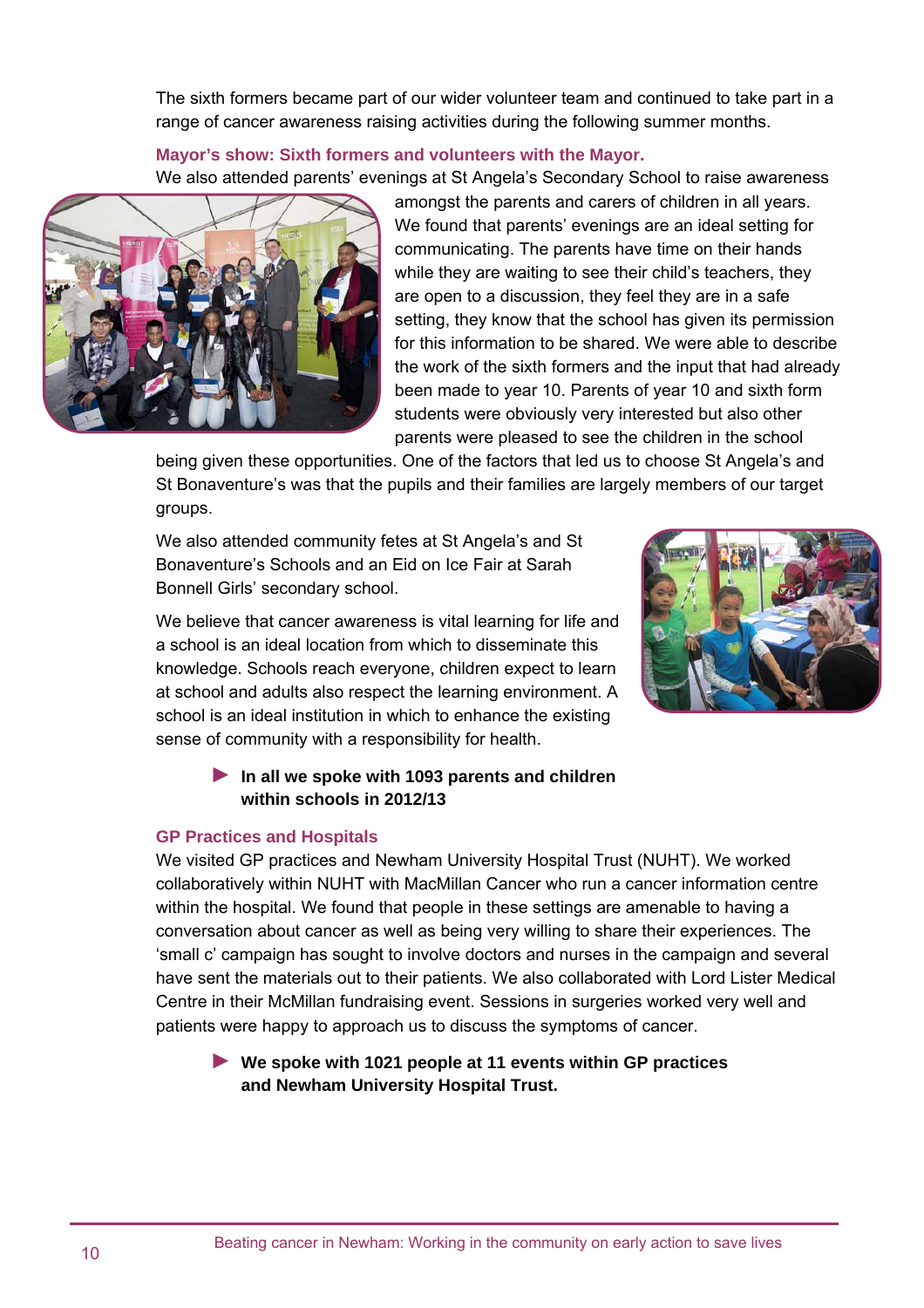The sixth formers became part of our wider volunteer team and continued to take part in a range of cancer awareness raising activities during the following summer months.

**Mayor's show: Sixth formers and volunteers with the Mayor.**

We also attended parents' evenings at St Angela's Secondary School to raise awareness amongst the parents and carers of children in all years. We found that parents' evenings are an ideal setting for communicating. The parents have time on their hands while they are waiting to see their child's teachers, they are open to a discussion, they feel they are in a safe setting, they know that the school has given its permission for this information to be shared. We were able to describe the work of the sixth formers and the input that had already been made to year 10. Parents of year 10 and sixth form students were obviously very interested but also other parents were pleased to see the children in the school being given these opportunities. One of the factors that led us to choose St Angela's and St Bonaventure's was that the pupils and their families are largely members of our target groups.

We also attended community fetes at St Angela's and St Bonaventure's Schools and an Eid on Ice Fair at Sarah Bonnell Girls' secondary school.

We believe that cancer awareness is vital learning for life and a school is an ideal location from which to disseminate this knowledge. Schools reach everyone, children expect to learn at school and adults also respect the learning environment. A school is an ideal institution in which to enhance the existing sense of community with a responsibility for health.

- **In all we spoke with 1093 parents and children within schools in 2012/13**

## GP Practices and Hospitals

We visited GP practices and Newham University Hospital Trust (NUHT). We worked collaboratively within NUHT with MacMillan Cancer who run a cancer information centre within the hospital. We found that people in these settings are amenable to having a conversation about cancer as well as being very willing to share their experiences. The 'small c' campaign has sought to involve doctors and nurses in the campaign and several have sent the materials out to their patients. We also collaborated with Lord Lister Medical Centre in their McMillan fundraising event. Sessions in surgeries worked very well and patients were happy to approach us to discuss the symptoms of cancer.

- **We spoke with 1021 people at 11 events within GP practices and Newham University Hospital Trust.**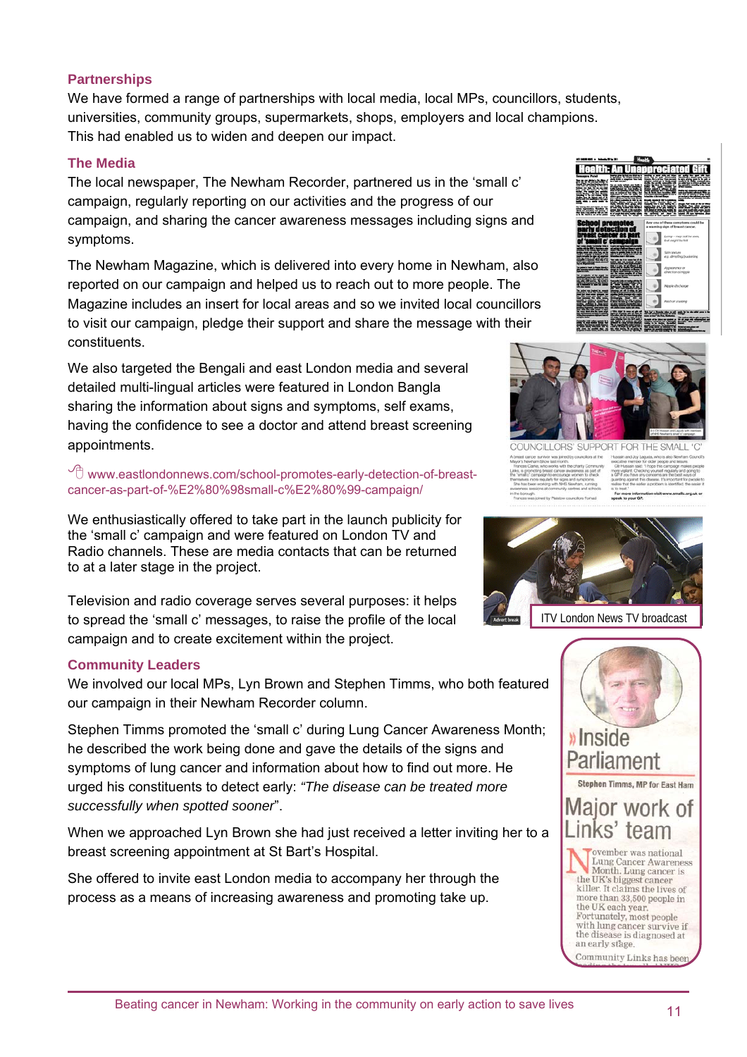## Partnerships

We have formed a range of partnerships with local media, local MPs, councillors, students, universities, community groups, supermarkets, shops, employers and local champions. This had enabled us to widen and deepen our impact.

## The Media

The local newspaper, The Newham Recorder, partnered us in the 'small c' campaign, regularly reporting on our activities and the progress of our campaign, and sharing the cancer awareness messages including signs and symptoms.

The Newham Magazine, which is delivered into every home in Newham, also reported on our campaign and helped us to reach out to more people. The Magazine includes an insert for local areas and so we invited local councillors to visit our campaign, pledge their support and share the message with their constituents.

We also targeted the Bengali and east London media and several detailed multi-lingual articles were featured in London Bangla sharing the information about signs and symptoms, self exams, having the confidence to see a doctor and attend breast screening appointments.

www.eastlondonnews.com/school-promotes-early-detection-of-breast-cancer-as-part-of-%E2%80%98small-c%E2%80%99-campaign/

COUNCILLORS' SUPPORT FOR THE SMALL 'C'

We enthusiastically offered to take part in the launch publicity for the 'small c' campaign and were featured on London TV and Radio channels. These are media contacts that can be returned to at a later stage in the project.

Television and radio coverage serves several purposes: it helps to spread the 'small c' messages, to raise the profile of the local campaign and to create excitement within the project.

ITV London News TV broadcast

## Community Leaders

We involved our local MPs, Lyn Brown and Stephen Timms, who both featured our campaign in their Newham Recorder column.

Stephen Timms promoted the 'small c' during Lung Cancer Awareness Month; he described the work being done and gave the details of the signs and symptoms of lung cancer and information about how to find out more. He urged his constituents to detect early: *"The disease can be treated more successfully when spotted sooner"*.

When we approached Lyn Brown she had just received a letter inviting her to a breast screening appointment at St Bart's Hospital.

She offered to invite east London media to accompany her through the process as a means of increasing awareness and promoting take up.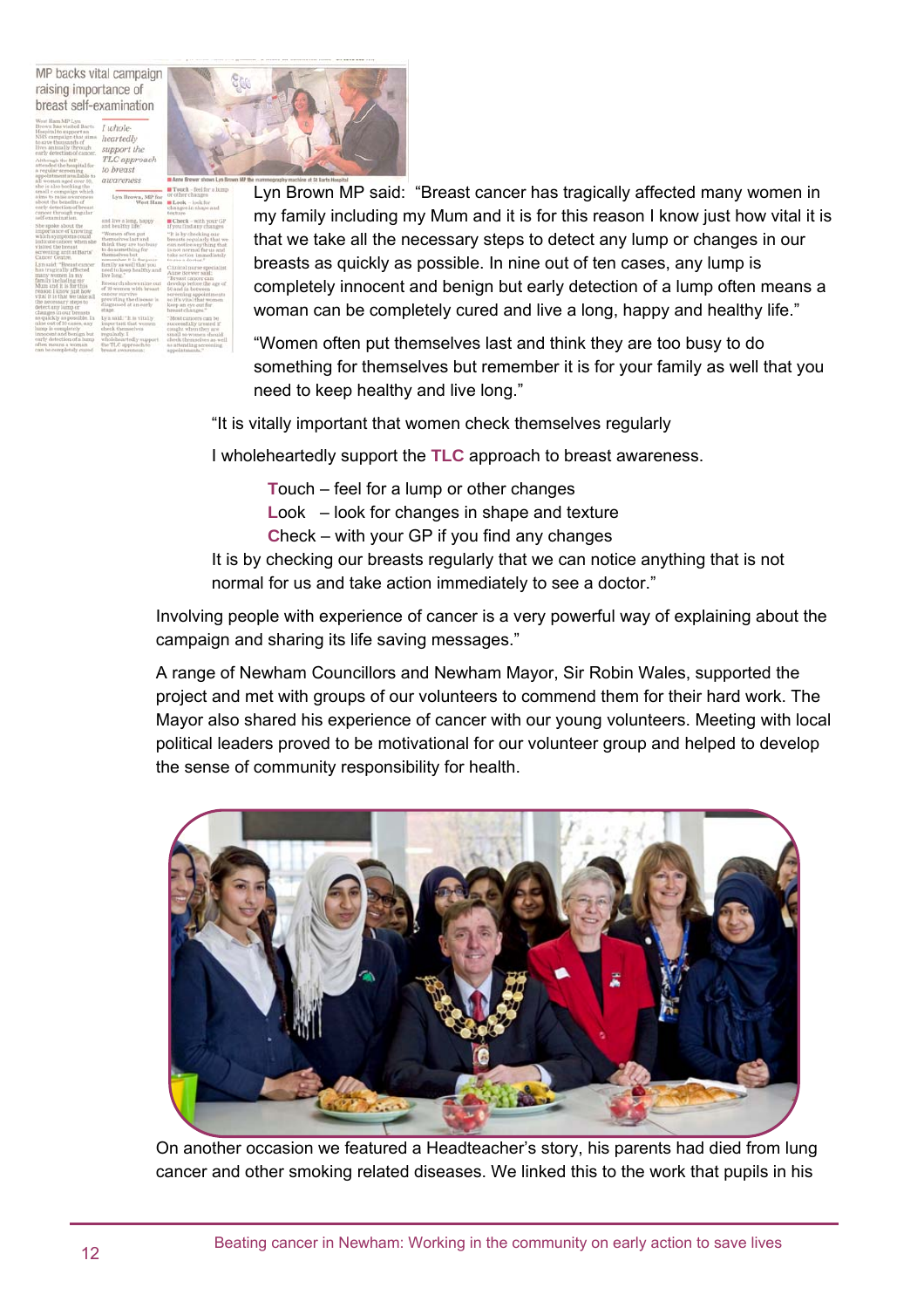Lyn Brown MP said: "Breast cancer has tragically affected many women in my family including my Mum and it is for this reason I know just how vital it is that we take all the necessary steps to detect any lump or changes in our breasts as quickly as possible. In nine out of ten cases, any lump is completely innocent and benign but early detection of a lump often means a woman can be completely cured and live a long, happy and healthy life."

"Women often put themselves last and think they are too busy to do something for themselves but remember it is for your family as well that you need to keep healthy and live long."

"It is vitally important that women check themselves regularly

I wholeheartedly support the **TLC** approach to breast awareness.

**T**ouch – feel for a lump or other changes
**L**ook – look for changes in shape and texture
**C**heck – with your GP if you find any changes

It is by checking our breasts regularly that we can notice anything that is not normal for us and take action immediately to see a doctor."

Involving people with experience of cancer is a very powerful way of explaining about the campaign and sharing its life saving messages."

A range of Newham Councillors and Newham Mayor, Sir Robin Wales, supported the project and met with groups of our volunteers to commend them for their hard work. The Mayor also shared his experience of cancer with our young volunteers. Meeting with local political leaders proved to be motivational for our volunteer group and helped to develop the sense of community responsibility for health.

On another occasion we featured a Headteacher's story, his parents had died from lung cancer and other smoking related diseases. We linked this to the work that pupils in his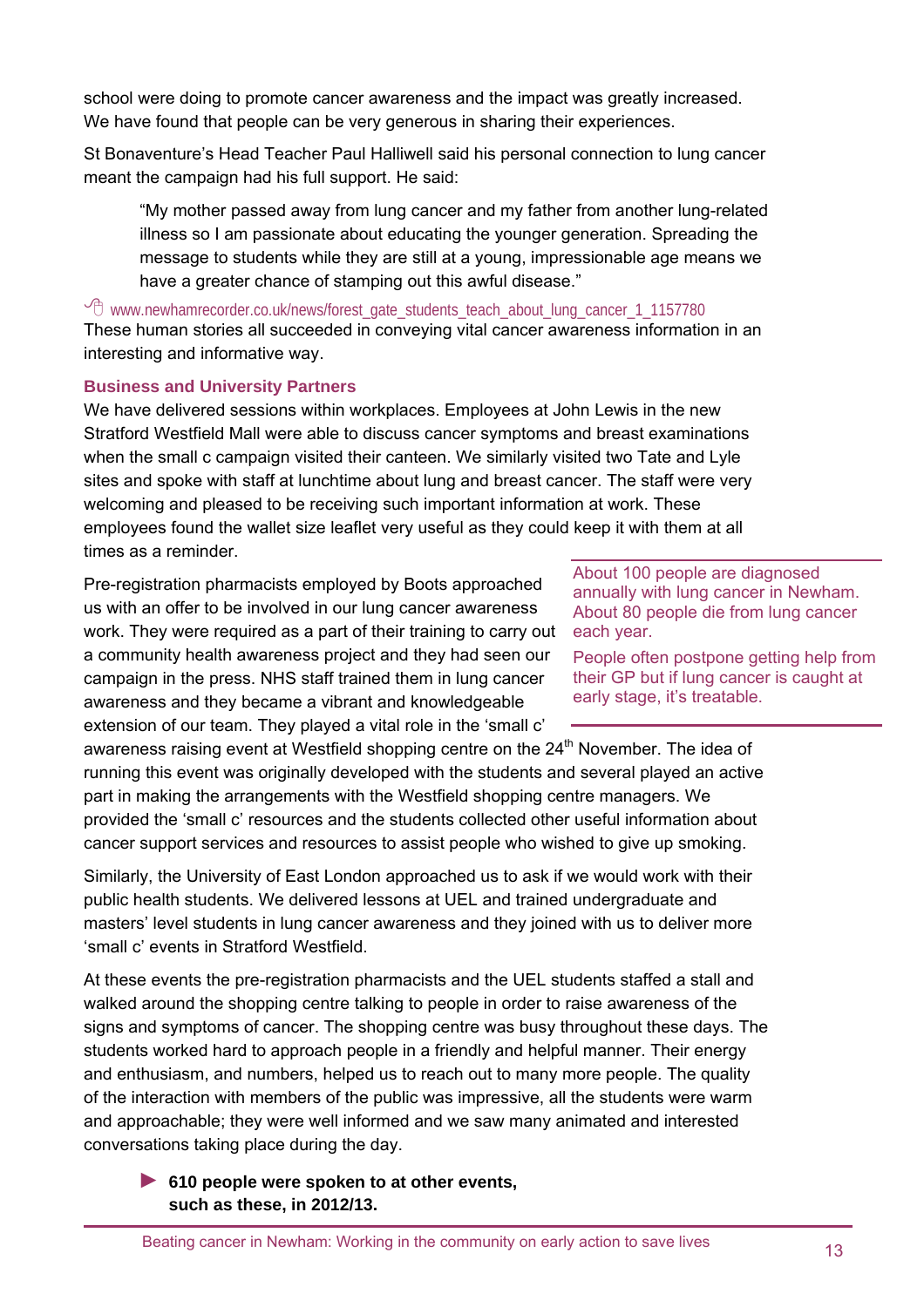school were doing to promote cancer awareness and the impact was greatly increased. We have found that people can be very generous in sharing their experiences.

St Bonaventure's Head Teacher Paul Halliwell said his personal connection to lung cancer meant the campaign had his full support. He said:

> "My mother passed away from lung cancer and my father from another lung-related illness so I am passionate about educating the younger generation. Spreading the message to students while they are still at a young, impressionable age means we have a greater chance of stamping out this awful disease."

www.newhamrecorder.co.uk/news/forest_gate_students_teach_about_lung_cancer_1_1157780

These human stories all succeeded in conveying vital cancer awareness information in an interesting and informative way.

### Business and University Partners

We have delivered sessions within workplaces. Employees at John Lewis in the new Stratford Westfield Mall were able to discuss cancer symptoms and breast examinations when the small c campaign visited their canteen. We similarly visited two Tate and Lyle sites and spoke with staff at lunchtime about lung and breast cancer. The staff were very welcoming and pleased to be receiving such important information at work. These employees found the wallet size leaflet very useful as they could keep it with them at all times as a reminder.

Pre-registration pharmacists employed by Boots approached us with an offer to be involved in our lung cancer awareness work. They were required as a part of their training to carry out a community health awareness project and they had seen our campaign in the press. NHS staff trained them in lung cancer awareness and they became a vibrant and knowledgeable extension of our team. They played a vital role in the 'small c' awareness raising event at Westfield shopping centre on the 24th November. The idea of running this event was originally developed with the students and several played an active part in making the arrangements with the Westfield shopping centre managers. We provided the 'small c' resources and the students collected other useful information about cancer support services and resources to assist people who wished to give up smoking.

> About 100 people are diagnosed annually with lung cancer in Newham. About 80 people die from lung cancer each year.
>
> People often postpone getting help from their GP but if lung cancer is caught at early stage, it's treatable.

Similarly, the University of East London approached us to ask if we would work with their public health students. We delivered lessons at UEL and trained undergraduate and masters' level students in lung cancer awareness and they joined with us to deliver more 'small c' events in Stratford Westfield.

At these events the pre-registration pharmacists and the UEL students staffed a stall and walked around the shopping centre talking to people in order to raise awareness of the signs and symptoms of cancer. The shopping centre was busy throughout these days. The students worked hard to approach people in a friendly and helpful manner. Their energy and enthusiasm, and numbers, helped us to reach out to many more people. The quality of the interaction with members of the public was impressive, all the students were warm and approachable; they were well informed and we saw many animated and interested conversations taking place during the day.

- **610 people were spoken to at other events, such as these, in 2012/13.**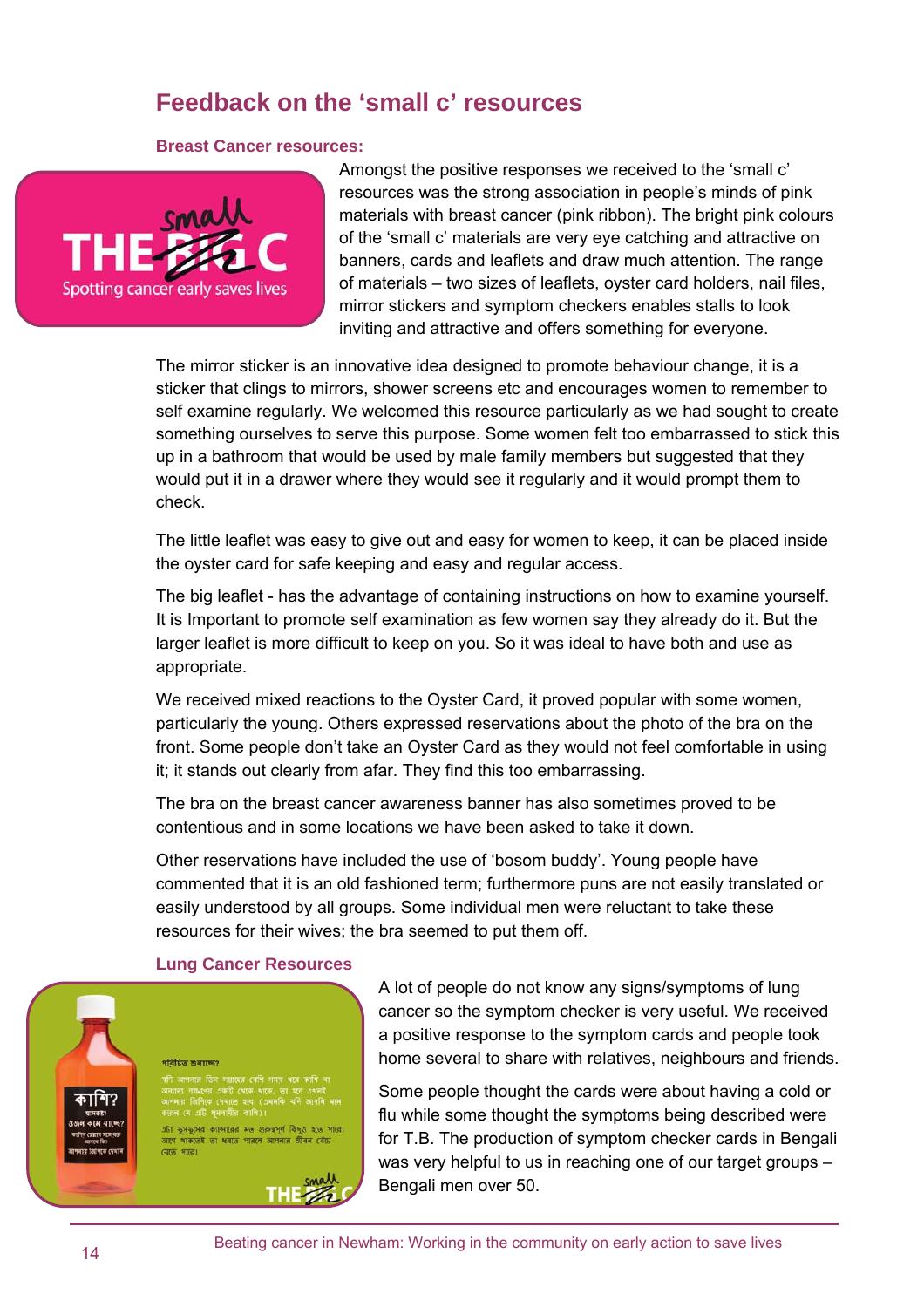## Feedback on the 'small c' resources

### Breast Cancer resources:

Amongst the positive responses we received to the 'small c' resources was the strong association in people's minds of pink materials with breast cancer (pink ribbon). The bright pink colours of the 'small c' materials are very eye catching and attractive on banners, cards and leaflets and draw much attention. The range of materials – two sizes of leaflets, oyster card holders, nail files, mirror stickers and symptom checkers enables stalls to look inviting and attractive and offers something for everyone.

The mirror sticker is an innovative idea designed to promote behaviour change, it is a sticker that clings to mirrors, shower screens etc and encourages women to remember to self examine regularly. We welcomed this resource particularly as we had sought to create something ourselves to serve this purpose. Some women felt too embarrassed to stick this up in a bathroom that would be used by male family members but suggested that they would put it in a drawer where they would see it regularly and it would prompt them to check.

The little leaflet was easy to give out and easy for women to keep, it can be placed inside the oyster card for safe keeping and easy and regular access.

The big leaflet - has the advantage of containing instructions on how to examine yourself. It is Important to promote self examination as few women say they already do it. But the larger leaflet is more difficult to keep on you. So it was ideal to have both and use as appropriate.

We received mixed reactions to the Oyster Card, it proved popular with some women, particularly the young. Others expressed reservations about the photo of the bra on the front. Some people don't take an Oyster Card as they would not feel comfortable in using it; it stands out clearly from afar. They find this too embarrassing.

The bra on the breast cancer awareness banner has also sometimes proved to be contentious and in some locations we have been asked to take it down.

Other reservations have included the use of 'bosom buddy'. Young people have commented that it is an old fashioned term; furthermore puns are not easily translated or easily understood by all groups. Some individual men were reluctant to take these resources for their wives; the bra seemed to put them off.

### Lung Cancer Resources

A lot of people do not know any signs/symptoms of lung cancer so the symptom checker is very useful. We received a positive response to the symptom cards and people took home several to share with relatives, neighbours and friends.

Some people thought the cards were about having a cold or flu while some thought the symptoms being described were for T.B. The production of symptom checker cards in Bengali was very helpful to us in reaching one of our target groups – Bengali men over 50.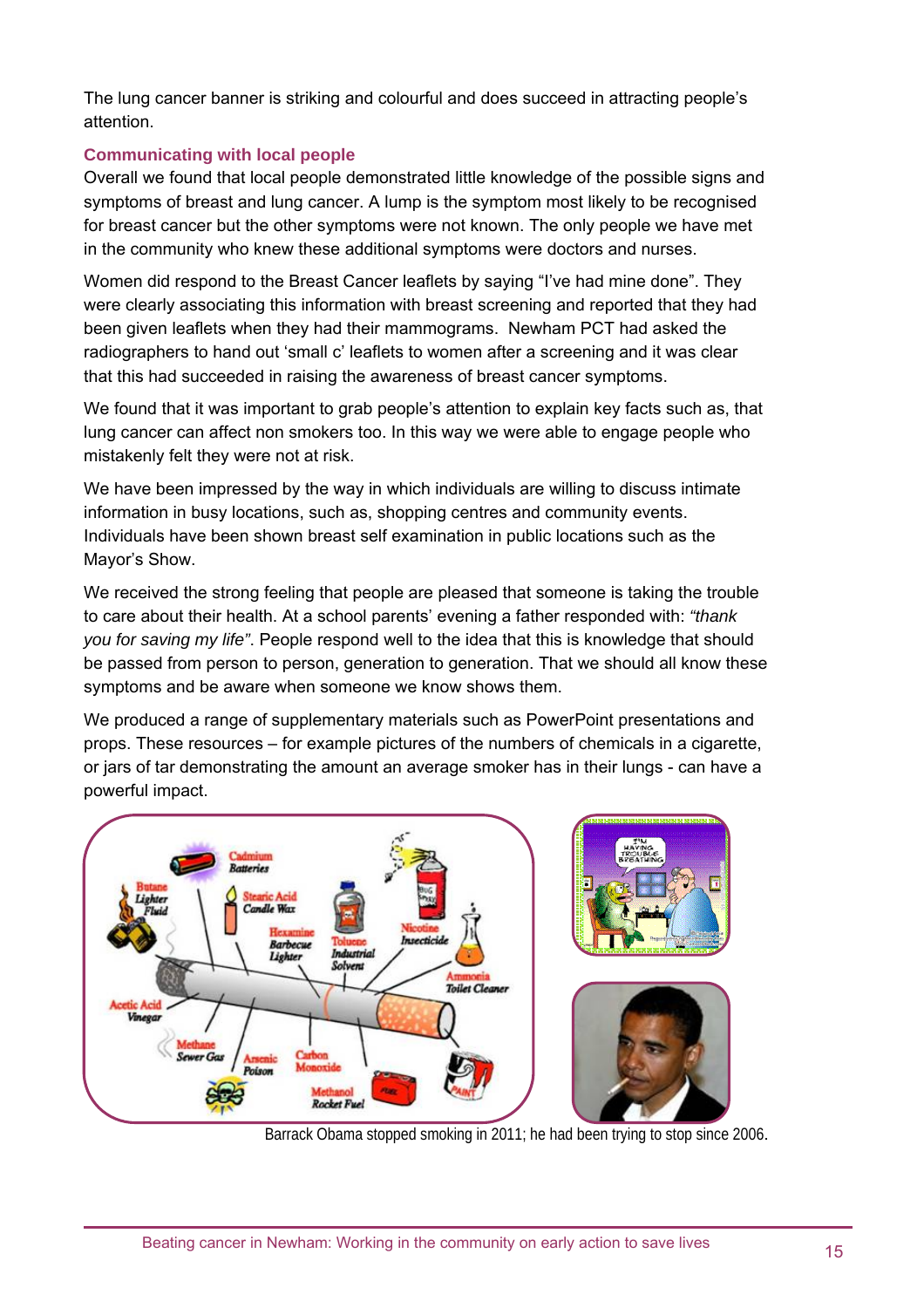The lung cancer banner is striking and colourful and does succeed in attracting people's attention.

### Communicating with local people

Overall we found that local people demonstrated little knowledge of the possible signs and symptoms of breast and lung cancer. A lump is the symptom most likely to be recognised for breast cancer but the other symptoms were not known. The only people we have met in the community who knew these additional symptoms were doctors and nurses.

Women did respond to the Breast Cancer leaflets by saying "I've had mine done". They were clearly associating this information with breast screening and reported that they had been given leaflets when they had their mammograms. Newham PCT had asked the radiographers to hand out 'small c' leaflets to women after a screening and it was clear that this had succeeded in raising the awareness of breast cancer symptoms.

We found that it was important to grab people's attention to explain key facts such as, that lung cancer can affect non smokers too. In this way we were able to engage people who mistakenly felt they were not at risk.

We have been impressed by the way in which individuals are willing to discuss intimate information in busy locations, such as, shopping centres and community events. Individuals have been shown breast self examination in public locations such as the Mayor's Show.

We received the strong feeling that people are pleased that someone is taking the trouble to care about their health. At a school parents' evening a father responded with: *"thank you for saving my life"*. People respond well to the idea that this is knowledge that should be passed from person to person, generation to generation. That we should all know these symptoms and be aware when someone we know shows them.

We produced a range of supplementary materials such as PowerPoint presentations and props. These resources – for example pictures of the numbers of chemicals in a cigarette, or jars of tar demonstrating the amount an average smoker has in their lungs - can have a powerful impact.

Barrack Obama stopped smoking in 2011; he had been trying to stop since 2006.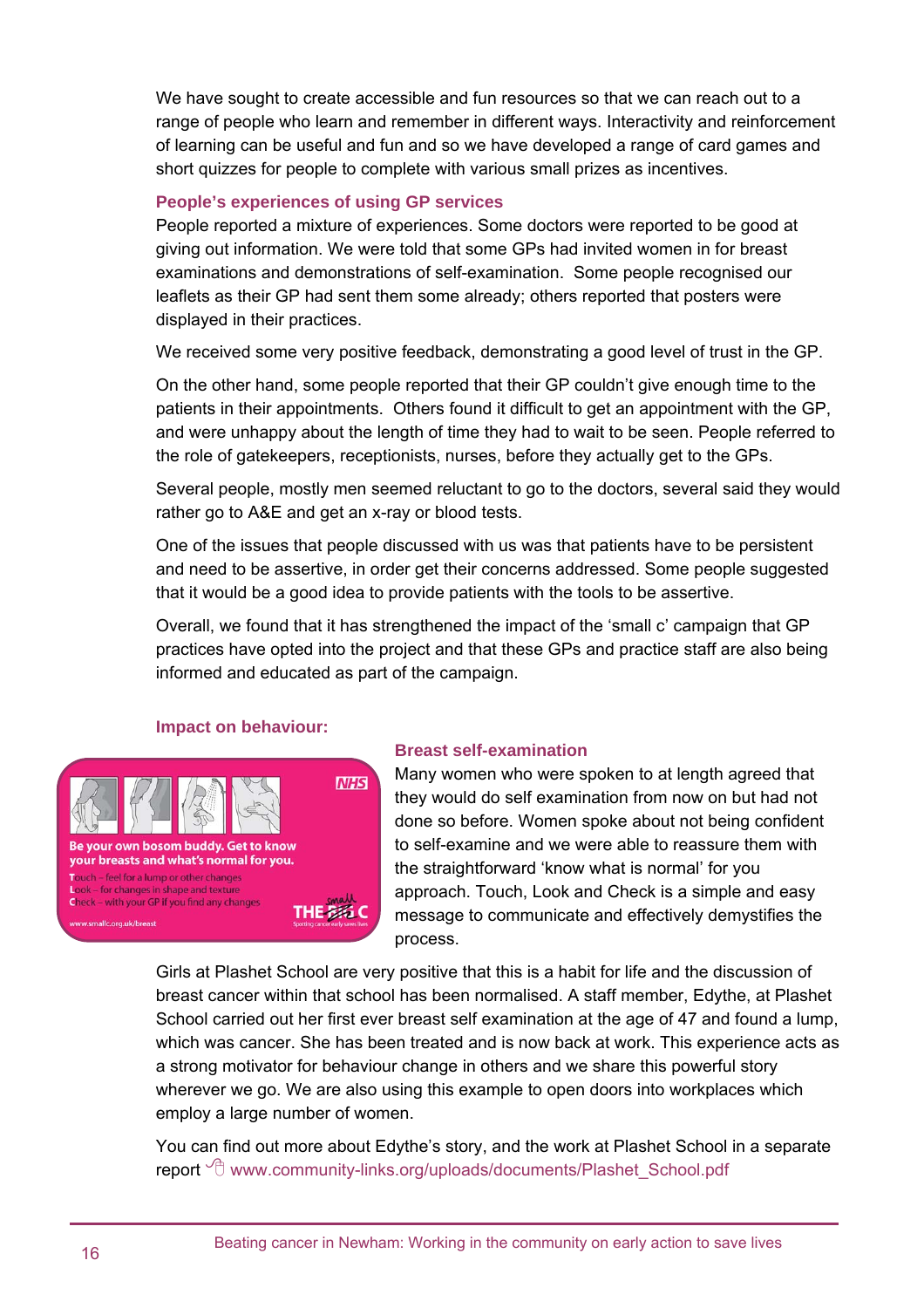We have sought to create accessible and fun resources so that we can reach out to a range of people who learn and remember in different ways. Interactivity and reinforcement of learning can be useful and fun and so we have developed a range of card games and short quizzes for people to complete with various small prizes as incentives.

### People's experiences of using GP services

People reported a mixture of experiences. Some doctors were reported to be good at giving out information. We were told that some GPs had invited women in for breast examinations and demonstrations of self-examination. Some people recognised our leaflets as their GP had sent them some already; others reported that posters were displayed in their practices.

We received some very positive feedback, demonstrating a good level of trust in the GP.

On the other hand, some people reported that their GP couldn't give enough time to the patients in their appointments. Others found it difficult to get an appointment with the GP, and were unhappy about the length of time they had to wait to be seen. People referred to the role of gatekeepers, receptionists, nurses, before they actually get to the GPs.

Several people, mostly men seemed reluctant to go to the doctors, several said they would rather go to A&E and get an x-ray or blood tests.

One of the issues that people discussed with us was that patients have to be persistent and need to be assertive, in order get their concerns addressed. Some people suggested that it would be a good idea to provide patients with the tools to be assertive.

Overall, we found that it has strengthened the impact of the 'small c' campaign that GP practices have opted into the project and that these GPs and practice staff are also being informed and educated as part of the campaign.

### Impact on behaviour:

NHS

Be your own bosom buddy. Get to know your breasts and what's normal for you.

Touch – feel for a lump or other changes
Look – for changes in shape and texture
Check – with your GP if you find any changes

www.smallc.org.uk/breast

THE small C
Spotting cancer early saves lives

#### Breast self-examination

Many women who were spoken to at length agreed that they would do self examination from now on but had not done so before. Women spoke about not being confident to self-examine and we were able to reassure them with the straightforward 'know what is normal' for you approach. Touch, Look and Check is a simple and easy message to communicate and effectively demystifies the process.

Girls at Plashet School are very positive that this is a habit for life and the discussion of breast cancer within that school has been normalised. A staff member, Edythe, at Plashet School carried out her first ever breast self examination at the age of 47 and found a lump, which was cancer. She has been treated and is now back at work. This experience acts as a strong motivator for behaviour change in others and we share this powerful story wherever we go. We are also using this example to open doors into workplaces which employ a large number of women.

You can find out more about Edythe's story, and the work at Plashet School in a separate report www.community-links.org/uploads/documents/Plashet_School.pdf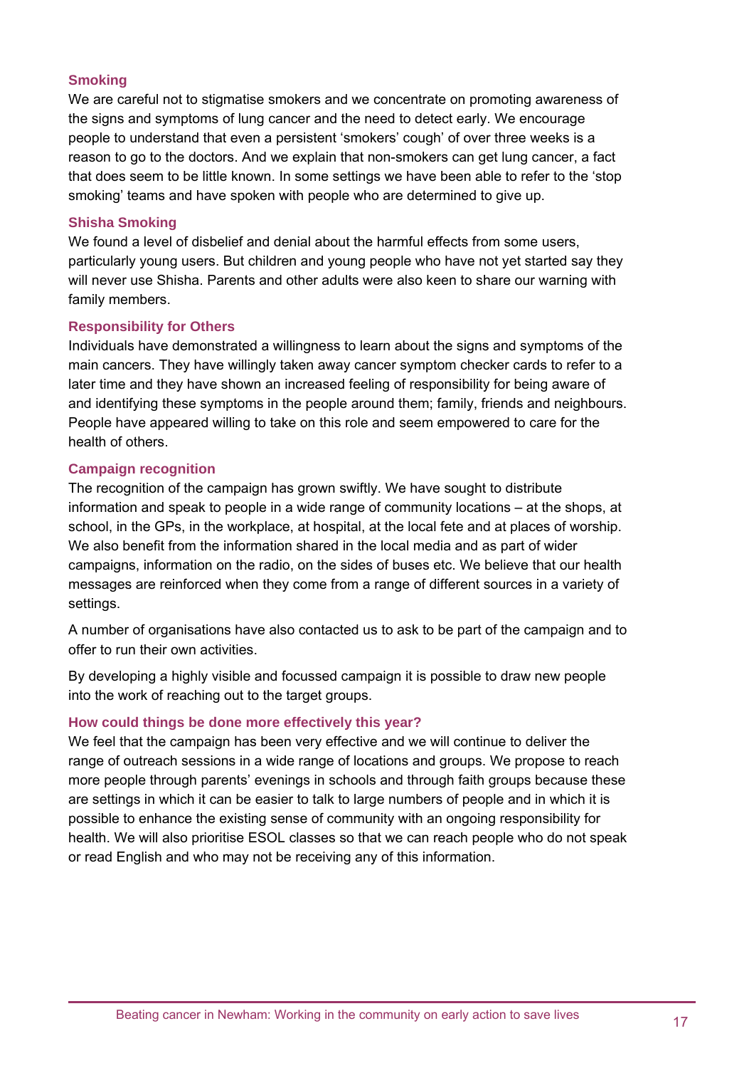### Smoking

We are careful not to stigmatise smokers and we concentrate on promoting awareness of the signs and symptoms of lung cancer and the need to detect early. We encourage people to understand that even a persistent 'smokers' cough' of over three weeks is a reason to go to the doctors. And we explain that non-smokers can get lung cancer, a fact that does seem to be little known. In some settings we have been able to refer to the 'stop smoking' teams and have spoken with people who are determined to give up.

### Shisha Smoking

We found a level of disbelief and denial about the harmful effects from some users, particularly young users. But children and young people who have not yet started say they will never use Shisha. Parents and other adults were also keen to share our warning with family members.

### Responsibility for Others

Individuals have demonstrated a willingness to learn about the signs and symptoms of the main cancers. They have willingly taken away cancer symptom checker cards to refer to a later time and they have shown an increased feeling of responsibility for being aware of and identifying these symptoms in the people around them; family, friends and neighbours. People have appeared willing to take on this role and seem empowered to care for the health of others.

### Campaign recognition

The recognition of the campaign has grown swiftly. We have sought to distribute information and speak to people in a wide range of community locations – at the shops, at school, in the GPs, in the workplace, at hospital, at the local fete and at places of worship. We also benefit from the information shared in the local media and as part of wider campaigns, information on the radio, on the sides of buses etc. We believe that our health messages are reinforced when they come from a range of different sources in a variety of settings.

A number of organisations have also contacted us to ask to be part of the campaign and to offer to run their own activities.

By developing a highly visible and focussed campaign it is possible to draw new people into the work of reaching out to the target groups.

### How could things be done more effectively this year?

We feel that the campaign has been very effective and we will continue to deliver the range of outreach sessions in a wide range of locations and groups. We propose to reach more people through parents' evenings in schools and through faith groups because these are settings in which it can be easier to talk to large numbers of people and in which it is possible to enhance the existing sense of community with an ongoing responsibility for health. We will also prioritise ESOL classes so that we can reach people who do not speak or read English and who may not be receiving any of this information.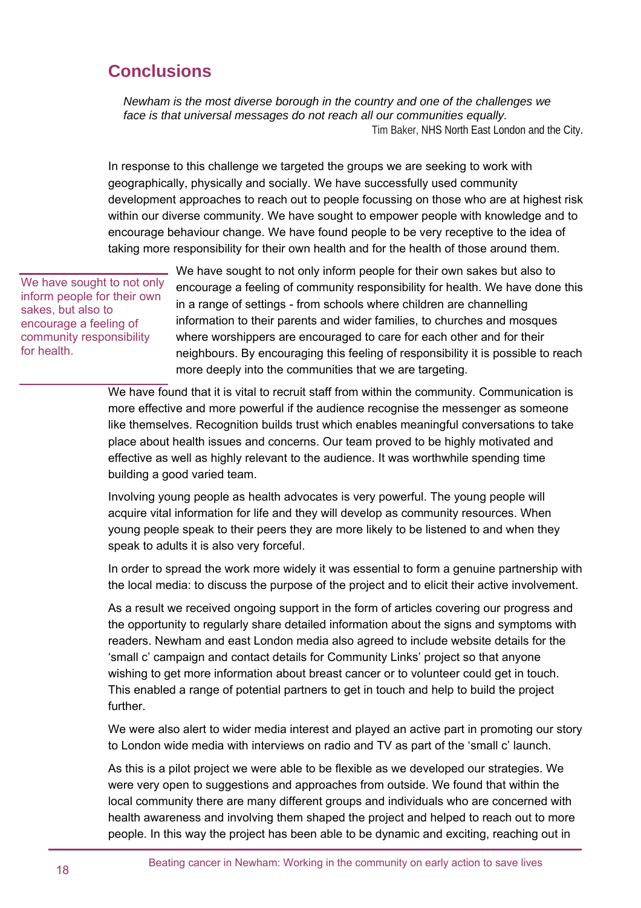## Conclusions

*Newham is the most diverse borough in the country and one of the challenges we face is that universal messages do not reach all our communities equally.*

Tim Baker, NHS North East London and the City.

In response to this challenge we targeted the groups we are seeking to work with geographically, physically and socially. We have successfully used community development approaches to reach out to people focussing on those who are at highest risk within our diverse community. We have sought to empower people with knowledge and to encourage behaviour change. We have found people to be very receptive to the idea of taking more responsibility for their own health and for the health of those around them.

> We have sought to not only inform people for their own sakes, but also to encourage a feeling of community responsibility for health.

We have sought to not only inform people for their own sakes but also to encourage a feeling of community responsibility for health. We have done this in a range of settings - from schools where children are channelling information to their parents and wider families, to churches and mosques where worshippers are encouraged to care for each other and for their neighbours. By encouraging this feeling of responsibility it is possible to reach more deeply into the communities that we are targeting.

We have found that it is vital to recruit staff from within the community. Communication is more effective and more powerful if the audience recognise the messenger as someone like themselves. Recognition builds trust which enables meaningful conversations to take place about health issues and concerns. Our team proved to be highly motivated and effective as well as highly relevant to the audience. It was worthwhile spending time building a good varied team.

Involving young people as health advocates is very powerful. The young people will acquire vital information for life and they will develop as community resources. When young people speak to their peers they are more likely to be listened to and when they speak to adults it is also very forceful.

In order to spread the work more widely it was essential to form a genuine partnership with the local media: to discuss the purpose of the project and to elicit their active involvement.

As a result we received ongoing support in the form of articles covering our progress and the opportunity to regularly share detailed information about the signs and symptoms with readers. Newham and east London media also agreed to include website details for the 'small c' campaign and contact details for Community Links' project so that anyone wishing to get more information about breast cancer or to volunteer could get in touch. This enabled a range of potential partners to get in touch and help to build the project further.

We were also alert to wider media interest and played an active part in promoting our story to London wide media with interviews on radio and TV as part of the 'small c' launch.

As this is a pilot project we were able to be flexible as we developed our strategies. We were very open to suggestions and approaches from outside. We found that within the local community there are many different groups and individuals who are concerned with health awareness and involving them shaped the project and helped to reach out to more people. In this way the project has been able to be dynamic and exciting, reaching out in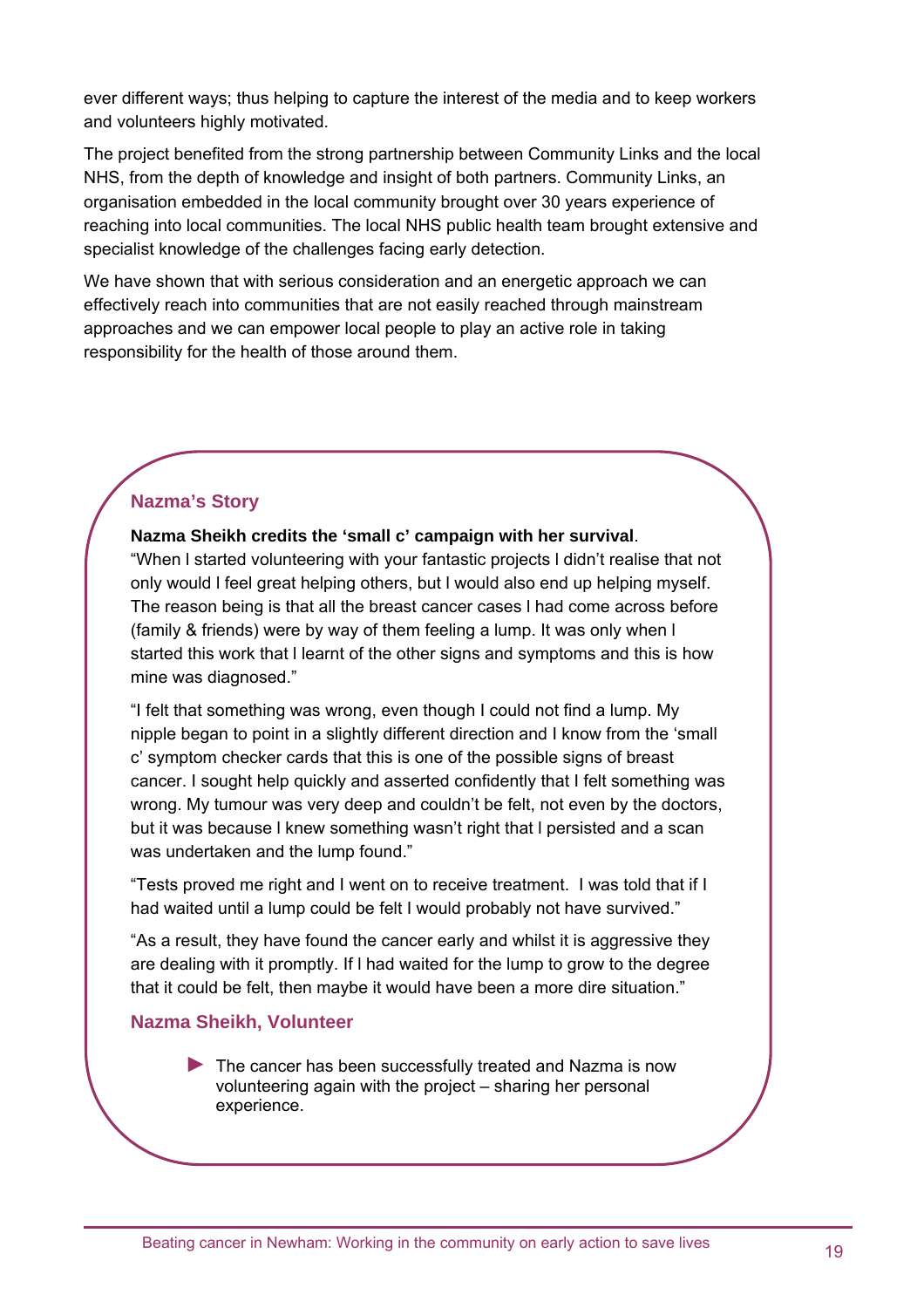ever different ways; thus helping to capture the interest of the media and to keep workers and volunteers highly motivated.

The project benefited from the strong partnership between Community Links and the local NHS, from the depth of knowledge and insight of both partners. Community Links, an organisation embedded in the local community brought over 30 years experience of reaching into local communities. The local NHS public health team brought extensive and specialist knowledge of the challenges facing early detection.

We have shown that with serious consideration and an energetic approach we can effectively reach into communities that are not easily reached through mainstream approaches and we can empower local people to play an active role in taking responsibility for the health of those around them.

### Nazma's Story

**Nazma Sheikh credits the 'small c' campaign with her survival**.

"When I started volunteering with your fantastic projects I didn't realise that not only would I feel great helping others, but I would also end up helping myself. The reason being is that all the breast cancer cases I had come across before (family & friends) were by way of them feeling a lump. It was only when I started this work that I learnt of the other signs and symptoms and this is how mine was diagnosed."

"I felt that something was wrong, even though I could not find a lump. My nipple began to point in a slightly different direction and I know from the 'small c' symptom checker cards that this is one of the possible signs of breast cancer. I sought help quickly and asserted confidently that I felt something was wrong. My tumour was very deep and couldn't be felt, not even by the doctors, but it was because I knew something wasn't right that I persisted and a scan was undertaken and the lump found."

"Tests proved me right and I went on to receive treatment. I was told that if I had waited until a lump could be felt I would probably not have survived."

"As a result, they have found the cancer early and whilst it is aggressive they are dealing with it promptly. If I had waited for the lump to grow to the degree that it could be felt, then maybe it would have been a more dire situation."

**Nazma Sheikh, Volunteer**

► The cancer has been successfully treated and Nazma is now volunteering again with the project – sharing her personal experience.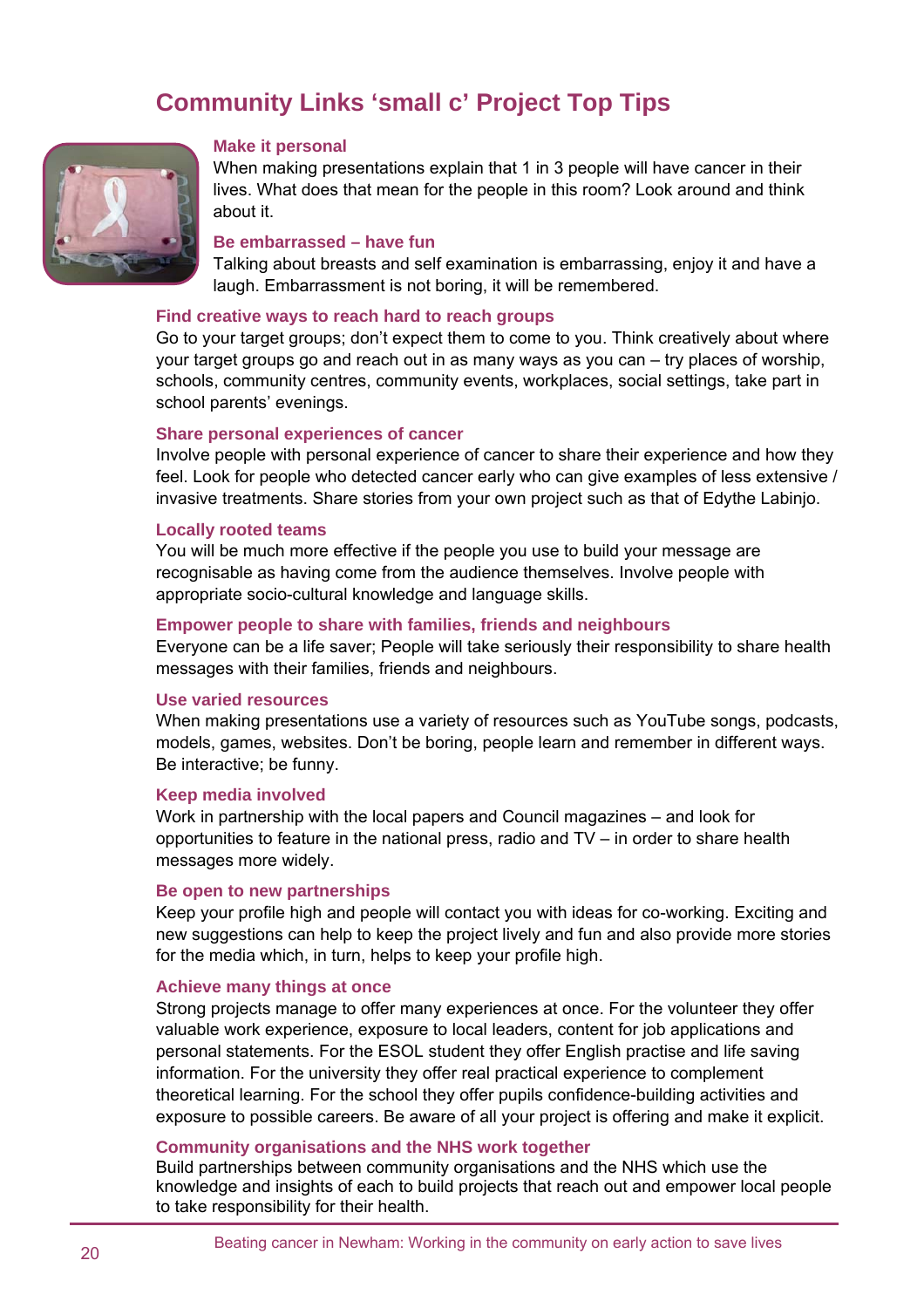# Community Links 'small c' Project Top Tips

### Make it personal

When making presentations explain that 1 in 3 people will have cancer in their lives. What does that mean for the people in this room? Look around and think about it.

### Be embarrassed – have fun

Talking about breasts and self examination is embarrassing, enjoy it and have a laugh. Embarrassment is not boring, it will be remembered.

### Find creative ways to reach hard to reach groups

Go to your target groups; don't expect them to come to you. Think creatively about where your target groups go and reach out in as many ways as you can – try places of worship, schools, community centres, community events, workplaces, social settings, take part in school parents' evenings.

### Share personal experiences of cancer

Involve people with personal experience of cancer to share their experience and how they feel. Look for people who detected cancer early who can give examples of less extensive / invasive treatments. Share stories from your own project such as that of Edythe Labinjo.

### Locally rooted teams

You will be much more effective if the people you use to build your message are recognisable as having come from the audience themselves. Involve people with appropriate socio-cultural knowledge and language skills.

### Empower people to share with families, friends and neighbours

Everyone can be a life saver; People will take seriously their responsibility to share health messages with their families, friends and neighbours.

### Use varied resources

When making presentations use a variety of resources such as YouTube songs, podcasts, models, games, websites. Don't be boring, people learn and remember in different ways. Be interactive; be funny.

### Keep media involved

Work in partnership with the local papers and Council magazines – and look for opportunities to feature in the national press, radio and TV – in order to share health messages more widely.

### Be open to new partnerships

Keep your profile high and people will contact you with ideas for co-working. Exciting and new suggestions can help to keep the project lively and fun and also provide more stories for the media which, in turn, helps to keep your profile high.

### Achieve many things at once

Strong projects manage to offer many experiences at once. For the volunteer they offer valuable work experience, exposure to local leaders, content for job applications and personal statements. For the ESOL student they offer English practise and life saving information. For the university they offer real practical experience to complement theoretical learning. For the school they offer pupils confidence-building activities and exposure to possible careers. Be aware of all your project is offering and make it explicit.

### Community organisations and the NHS work together

Build partnerships between community organisations and the NHS which use the knowledge and insights of each to build projects that reach out and empower local people to take responsibility for their health.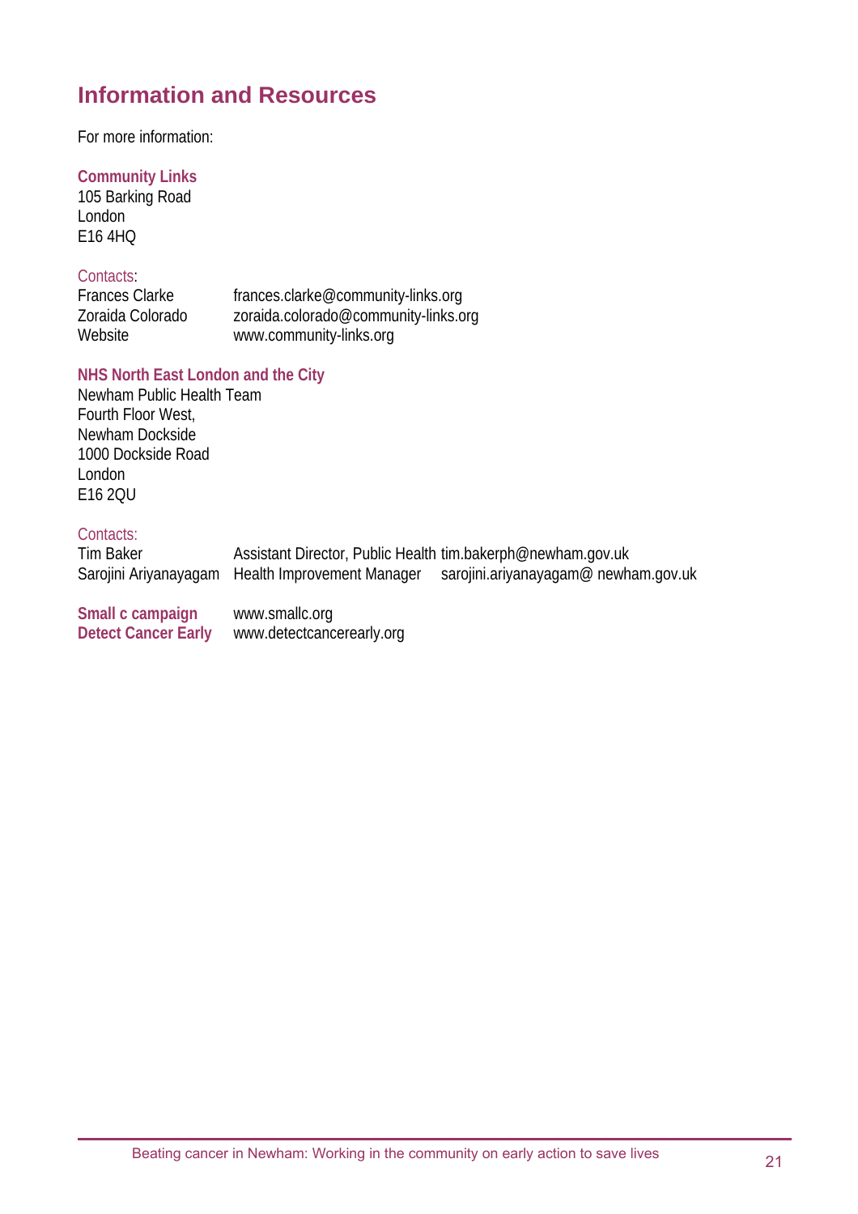## Information and Resources

For more information:

**Community Links**
105 Barking Road
London
E16 4HQ

Contacts:

| | |
|---|---|
| Frances Clarke | frances.clarke@community-links.org |
| Zoraida Colorado | zoraida.colorado@community-links.org |
| Website | www.community-links.org |

**NHS North East London and the City**
Newham Public Health Team
Fourth Floor West,
Newham Dockside
1000 Dockside Road
London
E16 2QU

Contacts:

| | | |
|---|---|---|
| Tim Baker | Assistant Director, Public Health | tim.bakerph@newham.gov.uk |
| Sarojini Ariyanayagam | Health Improvement Manager | sarojini.ariyanayagam@ newham.gov.uk |

| | |
|---|---|
| **Small c campaign** | www.smallc.org |
| **Detect Cancer Early** | www.detectcancerearly.org |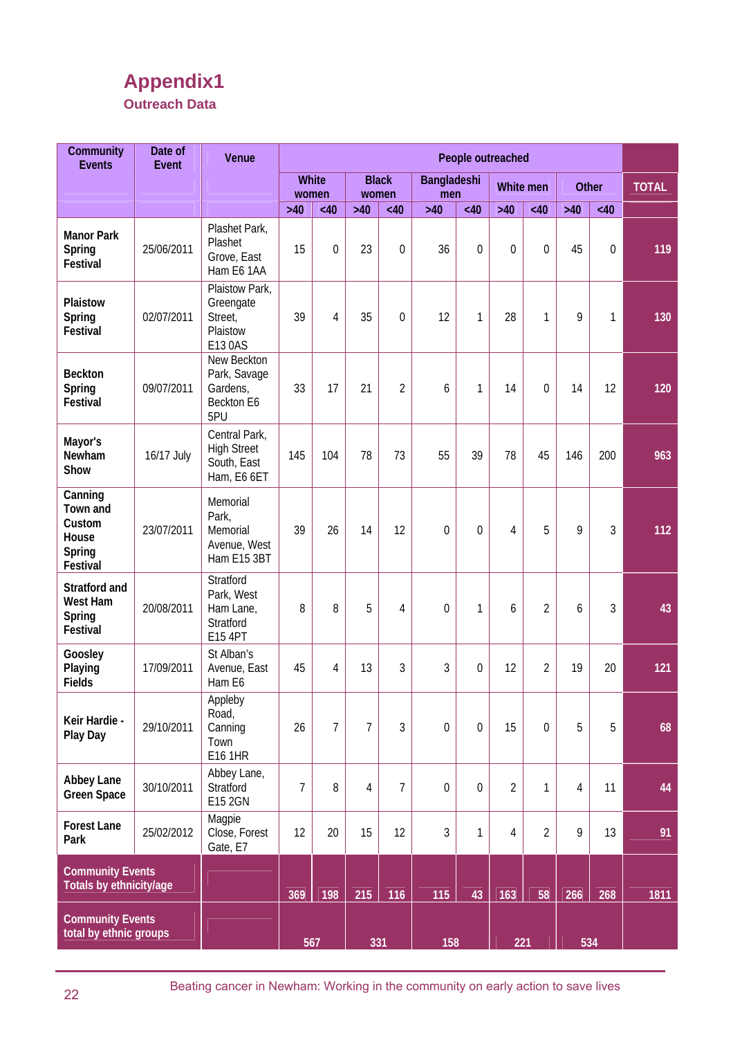# Appendix1

## Outreach Data

| Community Events | Date of Event | Venue | People outreached | | | | | | | | | | TOTAL |
|---|---|---|---|---|---|---|---|---|---|---|---|---|---|
| | | | White women | | Black women | | Bangladeshi men | | White men | | Other | | |
| | | | >40 | <40 | >40 | <40 | >40 | <40 | >40 | <40 | >40 | <40 | |
| **Manor Park Spring Festival** | 25/06/2011 | Plashet Park, Plashet Grove, East Ham E6 1AA | 15 | 0 | 23 | 0 | 36 | 0 | 0 | 0 | 45 | 0 | **119** |
| **Plaistow Spring Festival** | 02/07/2011 | Plaistow Park, Greengate Street, Plaistow E13 0AS | 39 | 4 | 35 | 0 | 12 | 1 | 28 | 1 | 9 | 1 | **130** |
| **Beckton Spring Festival** | 09/07/2011 | New Beckton Park, Savage Gardens, Beckton E6 5PU | 33 | 17 | 21 | 2 | 6 | 1 | 14 | 0 | 14 | 12 | **120** |
| **Mayor's Newham Show** | 16/17 July | Central Park, High Street South, East Ham, E6 6ET | 145 | 104 | 78 | 73 | 55 | 39 | 78 | 45 | 146 | 200 | **963** |
| **Canning Town and Custom House Spring Festival** | 23/07/2011 | Memorial Park, Memorial Avenue, West Ham E15 3BT | 39 | 26 | 14 | 12 | 0 | 0 | 4 | 5 | 9 | 3 | **112** |
| **Stratford and West Ham Spring Festival** | 20/08/2011 | Stratford Park, West Ham Lane, Stratford E15 4PT | 8 | 8 | 5 | 4 | 0 | 1 | 6 | 2 | 6 | 3 | **43** |
| **Goosley Playing Fields** | 17/09/2011 | St Alban's Avenue, East Ham E6 | 45 | 4 | 13 | 3 | 3 | 0 | 12 | 2 | 19 | 20 | **121** |
| **Keir Hardie - Play Day** | 29/10/2011 | Appleby Road, Canning Town E16 1HR | 26 | 7 | 7 | 3 | 0 | 0 | 15 | 0 | 5 | 5 | **68** |
| **Abbey Lane Green Space** | 30/10/2011 | Abbey Lane, Stratford E15 2GN | 7 | 8 | 4 | 7 | 0 | 0 | 2 | 1 | 4 | 11 | **44** |
| **Forest Lane Park** | 25/02/2012 | Magpie Close, Forest Gate, E7 | 12 | 20 | 15 | 12 | 3 | 1 | 4 | 2 | 9 | 13 | **91** |
| **Community Events Totals by ethnicity/age** | | | **369** | **198** | **215** | **116** | **115** | **43** | **163** | **58** | **266** | **268** | **1811** |
| **Community Events total by ethnic groups** | | | **567** | | **331** | | **158** | | **221** | | **534** | | |

Beating cancer in Newham: Working in the community on early action to save lives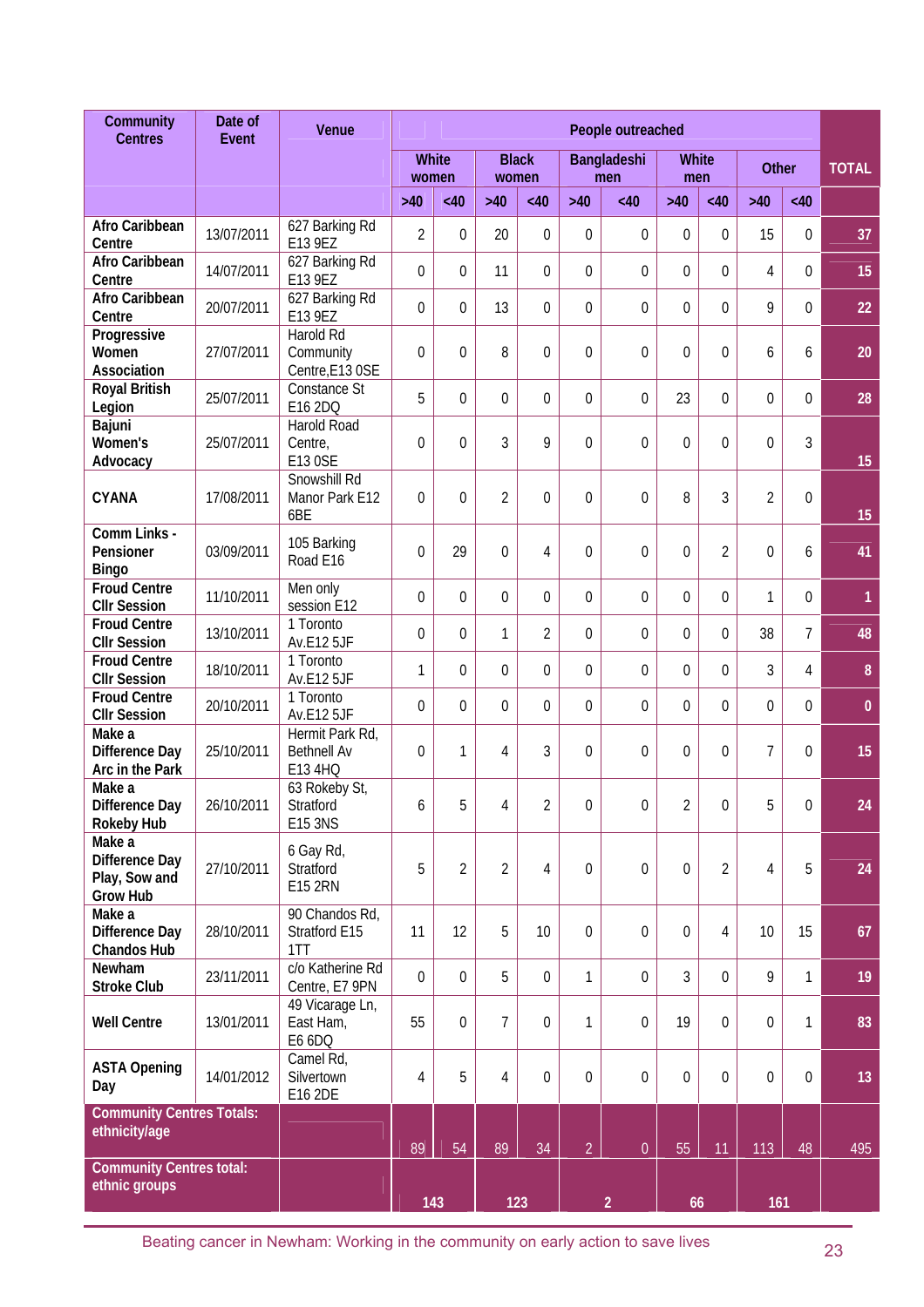| Community Centres | Date of Event | Venue | People outreached | | | | | | | | | | TOTAL |
|---|---|---|---|---|---|---|---|---|---|---|---|---|---|
| | | | White women | | Black women | | Bangladeshi men | | White men | | Other | | |
| | | | >40 | <40 | >40 | <40 | >40 | <40 | >40 | <40 | >40 | <40 | |
| Afro Caribbean Centre | 13/07/2011 | 627 Barking Rd E13 9EZ | 2 | 0 | 20 | 0 | 0 | 0 | 0 | 0 | 15 | 0 | 37 |
| Afro Caribbean Centre | 14/07/2011 | 627 Barking Rd E13 9EZ | 0 | 0 | 11 | 0 | 0 | 0 | 0 | 0 | 4 | 0 | 15 |
| Afro Caribbean Centre | 20/07/2011 | 627 Barking Rd E13 9EZ | 0 | 0 | 13 | 0 | 0 | 0 | 0 | 0 | 9 | 0 | 22 |
| Progressive Women Association | 27/07/2011 | Harold Rd Community Centre,E13 0SE | 0 | 0 | 8 | 0 | 0 | 0 | 0 | 0 | 6 | 6 | 20 |
| Royal British Legion | 25/07/2011 | Constance St E16 2DQ | 5 | 0 | 0 | 0 | 0 | 0 | 23 | 0 | 0 | 0 | 28 |
| Bajuni Women's Advocacy | 25/07/2011 | Harold Road Centre, E13 0SE | 0 | 0 | 3 | 9 | 0 | 0 | 0 | 0 | 0 | 3 | 15 |
| CYANA | 17/08/2011 | Snowshill Rd Manor Park E12 6BE | 0 | 0 | 2 | 0 | 0 | 0 | 8 | 3 | 2 | 0 | 15 |
| Comm Links - Pensioner Bingo | 03/09/2011 | 105 Barking Road E16 | 0 | 29 | 0 | 4 | 0 | 0 | 0 | 2 | 0 | 6 | 41 |
| Froud Centre Cllr Session | 11/10/2011 | Men only session E12 | 0 | 0 | 0 | 0 | 0 | 0 | 0 | 0 | 1 | 0 | 1 |
| Froud Centre Cllr Session | 13/10/2011 | 1 Toronto Av.E12 5JF | 0 | 0 | 1 | 2 | 0 | 0 | 0 | 0 | 38 | 7 | 48 |
| Froud Centre Cllr Session | 18/10/2011 | 1 Toronto Av.E12 5JF | 1 | 0 | 0 | 0 | 0 | 0 | 0 | 0 | 3 | 4 | 8 |
| Froud Centre Cllr Session | 20/10/2011 | 1 Toronto Av.E12 5JF | 0 | 0 | 0 | 0 | 0 | 0 | 0 | 0 | 0 | 0 | 0 |
| Make a Difference Day Arc in the Park | 25/10/2011 | Hermit Park Rd, Bethnell Av E13 4HQ | 0 | 1 | 4 | 3 | 0 | 0 | 0 | 0 | 7 | 0 | 15 |
| Make a Difference Day Rokeby Hub | 26/10/2011 | 63 Rokeby St, Stratford E15 3NS | 6 | 5 | 4 | 2 | 0 | 0 | 2 | 0 | 5 | 0 | 24 |
| Make a Difference Day Play, Sow and Grow Hub | 27/10/2011 | 6 Gay Rd, Stratford E15 2RN | 5 | 2 | 2 | 4 | 0 | 0 | 0 | 2 | 4 | 5 | 24 |
| Make a Difference Day Chandos Hub | 28/10/2011 | 90 Chandos Rd, Stratford E15 1TT | 11 | 12 | 5 | 10 | 0 | 0 | 0 | 4 | 10 | 15 | 67 |
| Newham Stroke Club | 23/11/2011 | c/o Katherine Rd Centre, E7 9PN | 0 | 0 | 5 | 0 | 1 | 0 | 3 | 0 | 9 | 1 | 19 |
| Well Centre | 13/01/2011 | 49 Vicarage Ln, East Ham, E6 6DQ | 55 | 0 | 7 | 0 | 1 | 0 | 19 | 0 | 0 | 1 | 83 |
| ASTA Opening Day | 14/01/2012 | Camel Rd, Silvertown E16 2DE | 4 | 5 | 4 | 0 | 0 | 0 | 0 | 0 | 0 | 0 | 13 |
| Community Centres Totals: ethnicity/age | | | 89 | 54 | 89 | 34 | 2 | 0 | 55 | 11 | 113 | 48 | 495 |
| Community Centres total: ethnic groups | | | 143 | | 123 | | 2 | | 66 | | 161 | | |

Beating cancer in Newham: Working in the community on early action to save lives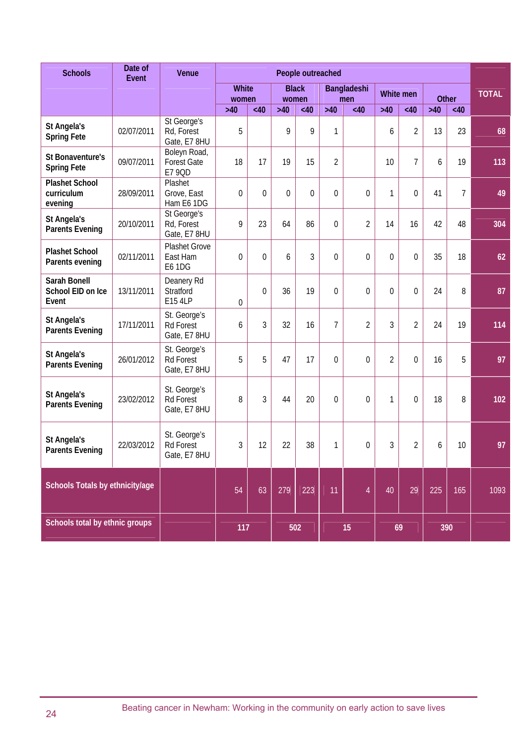| Schools | Date of Event | Venue | People outreached | | | | | | | | | | TOTAL |
|---|---|---|---|---|---|---|---|---|---|---|---|---|---|
| | | | White women | | Black women | | Bangladeshi men | | White men | | Other | | |
| | | | >40 | <40 | >40 | <40 | >40 | <40 | >40 | <40 | >40 | <40 | |
| **St Angela's Spring Fete** | 02/07/2011 | St George's Rd, Forest Gate, E7 8HU | 5 | | 9 | 9 | 1 | | 6 | 2 | 13 | 23 | 68 |
| **St Bonaventure's Spring Fete** | 09/07/2011 | Boleyn Road, Forest Gate E7 9QD | 18 | 17 | 19 | 15 | 2 | | 10 | 7 | 6 | 19 | 113 |
| **Plashet School curriculum evening** | 28/09/2011 | Plashet Grove, East Ham E6 1DG | 0 | 0 | 0 | 0 | 0 | 0 | 1 | 0 | 41 | 7 | 49 |
| **St Angela's Parents Evening** | 20/10/2011 | St George's Rd, Forest Gate, E7 8HU | 9 | 23 | 64 | 86 | 0 | 2 | 14 | 16 | 42 | 48 | 304 |
| **Plashet School Parents evening** | 02/11/2011 | Plashet Grove East Ham E6 1DG | 0 | 0 | 6 | 3 | 0 | 0 | 0 | 0 | 35 | 18 | 62 |
| **Sarah Bonell School EID on Ice Event** | 13/11/2011 | Deanery Rd Stratford E15 4LP | 0 | 0 | 36 | 19 | 0 | 0 | 0 | 0 | 24 | 8 | 87 |
| **St Angela's Parents Evening** | 17/11/2011 | St. George's Rd Forest Gate, E7 8HU | 6 | 3 | 32 | 16 | 7 | 2 | 3 | 2 | 24 | 19 | 114 |
| **St Angela's Parents Evening** | 26/01/2012 | St. George's Rd Forest Gate, E7 8HU | 5 | 5 | 47 | 17 | 0 | 0 | 2 | 0 | 16 | 5 | 97 |
| **St Angela's Parents Evening** | 23/02/2012 | St. George's Rd Forest Gate, E7 8HU | 8 | 3 | 44 | 20 | 0 | 0 | 1 | 0 | 18 | 8 | 102 |
| **St Angela's Parents Evening** | 22/03/2012 | St. George's Rd Forest Gate, E7 8HU | 3 | 12 | 22 | 38 | 1 | 0 | 3 | 2 | 6 | 10 | 97 |
| **Schools Totals by ethnicity/age** | | | 54 | 63 | 279 | 223 | 11 | 4 | 40 | 29 | 225 | 165 | 1093 |
| **Schools total by ethnic groups** | | | 117 | | 502 | | 15 | | 69 | | 390 | | |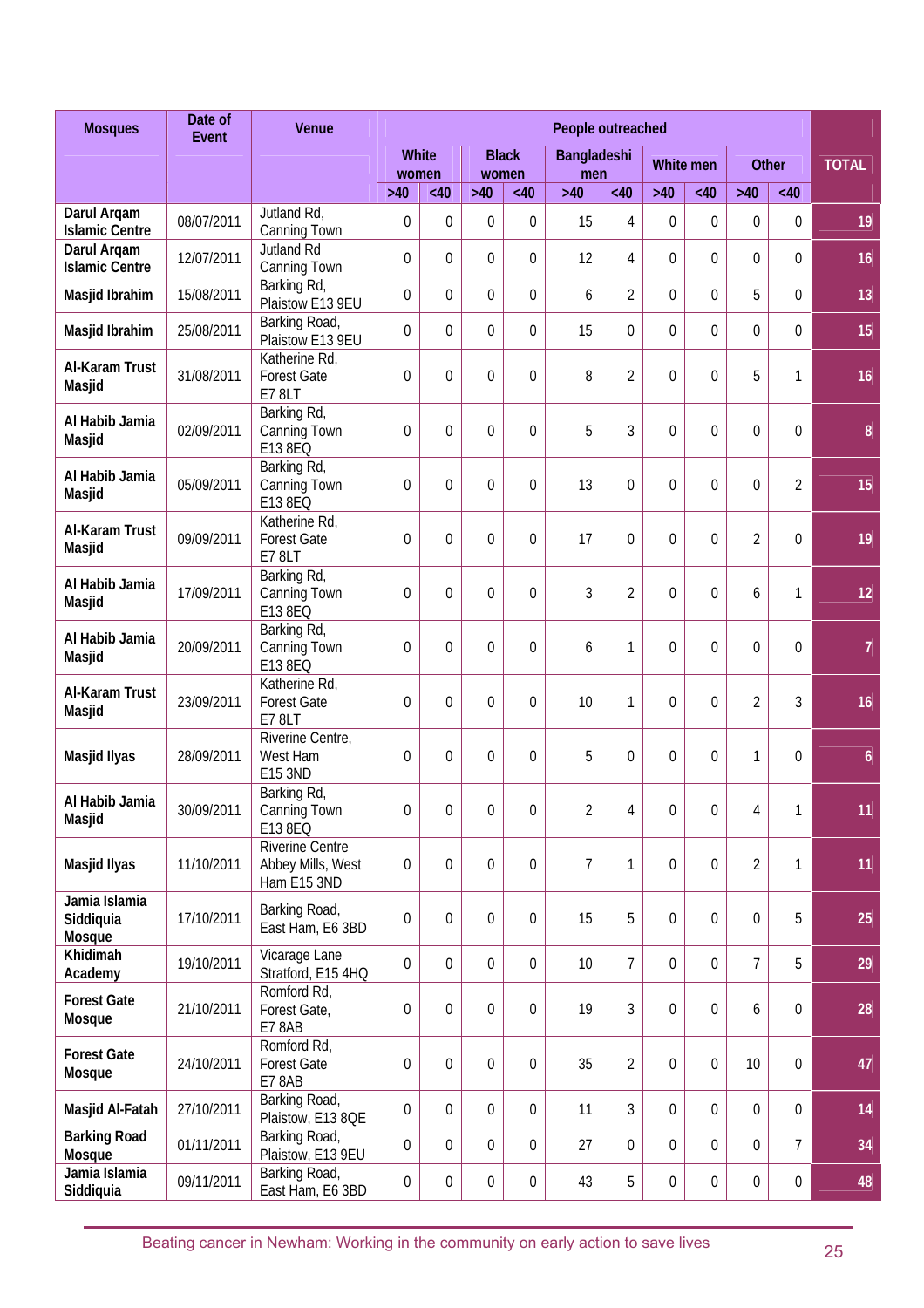| Mosques | Date of Event | Venue | People outreached | | | | | | | | | | TOTAL |
|---|---|---|---|---|---|---|---|---|---|---|---|---|---|
| | | | White women | | Black women | | Bangladeshi men | | White men | | Other | | |
| | | | >40 | <40 | >40 | <40 | >40 | <40 | >40 | <40 | >40 | <40 | |
| **Darul Arqam Islamic Centre** | 08/07/2011 | Jutland Rd, Canning Town | 0 | 0 | 0 | 0 | 15 | 4 | 0 | 0 | 0 | 0 | 19 |
| **Darul Arqam Islamic Centre** | 12/07/2011 | Jutland Rd Canning Town | 0 | 0 | 0 | 0 | 12 | 4 | 0 | 0 | 0 | 0 | 16 |
| **Masjid Ibrahim** | 15/08/2011 | Barking Rd, Plaistow E13 9EU | 0 | 0 | 0 | 0 | 6 | 2 | 0 | 0 | 5 | 0 | 13 |
| **Masjid Ibrahim** | 25/08/2011 | Barking Road, Plaistow E13 9EU | 0 | 0 | 0 | 0 | 15 | 0 | 0 | 0 | 0 | 0 | 15 |
| **Al-Karam Trust Masjid** | 31/08/2011 | Katherine Rd, Forest Gate E7 8LT | 0 | 0 | 0 | 0 | 8 | 2 | 0 | 0 | 5 | 1 | 16 |
| **Al Habib Jamia Masjid** | 02/09/2011 | Barking Rd, Canning Town E13 8EQ | 0 | 0 | 0 | 0 | 5 | 3 | 0 | 0 | 0 | 0 | 8 |
| **Al Habib Jamia Masjid** | 05/09/2011 | Barking Rd, Canning Town E13 8EQ | 0 | 0 | 0 | 0 | 13 | 0 | 0 | 0 | 0 | 2 | 15 |
| **Al-Karam Trust Masjid** | 09/09/2011 | Katherine Rd, Forest Gate E7 8LT | 0 | 0 | 0 | 0 | 17 | 0 | 0 | 0 | 2 | 0 | 19 |
| **Al Habib Jamia Masjid** | 17/09/2011 | Barking Rd, Canning Town E13 8EQ | 0 | 0 | 0 | 0 | 3 | 2 | 0 | 0 | 6 | 1 | 12 |
| **Al Habib Jamia Masjid** | 20/09/2011 | Barking Rd, Canning Town E13 8EQ | 0 | 0 | 0 | 0 | 6 | 1 | 0 | 0 | 0 | 0 | 7 |
| **Al-Karam Trust Masjid** | 23/09/2011 | Katherine Rd, Forest Gate E7 8LT | 0 | 0 | 0 | 0 | 10 | 1 | 0 | 0 | 2 | 3 | 16 |
| **Masjid Ilyas** | 28/09/2011 | Riverine Centre, West Ham E15 3ND | 0 | 0 | 0 | 0 | 5 | 0 | 0 | 0 | 1 | 0 | 6 |
| **Al Habib Jamia Masjid** | 30/09/2011 | Barking Rd, Canning Town E13 8EQ | 0 | 0 | 0 | 0 | 2 | 4 | 0 | 0 | 4 | 1 | 11 |
| **Masjid Ilyas** | 11/10/2011 | Riverine Centre Abbey Mills, West Ham E15 3ND | 0 | 0 | 0 | 0 | 7 | 1 | 0 | 0 | 2 | 1 | 11 |
| **Jamia Islamia Siddiquia Mosque** | 17/10/2011 | Barking Road, East Ham, E6 3BD | 0 | 0 | 0 | 0 | 15 | 5 | 0 | 0 | 0 | 5 | 25 |
| **Khidimah Academy** | 19/10/2011 | Vicarage Lane Stratford, E15 4HQ | 0 | 0 | 0 | 0 | 10 | 7 | 0 | 0 | 7 | 5 | 29 |
| **Forest Gate Mosque** | 21/10/2011 | Romford Rd, Forest Gate, E7 8AB | 0 | 0 | 0 | 0 | 19 | 3 | 0 | 0 | 6 | 0 | 28 |
| **Forest Gate Mosque** | 24/10/2011 | Romford Rd, Forest Gate E7 8AB | 0 | 0 | 0 | 0 | 35 | 2 | 0 | 0 | 10 | 0 | 47 |
| **Masjid Al-Fatah** | 27/10/2011 | Barking Road, Plaistow, E13 8QE | 0 | 0 | 0 | 0 | 11 | 3 | 0 | 0 | 0 | 0 | 14 |
| **Barking Road Mosque** | 01/11/2011 | Barking Road, Plaistow, E13 9EU | 0 | 0 | 0 | 0 | 27 | 0 | 0 | 0 | 0 | 7 | 34 |
| **Jamia Islamia Siddiquia** | 09/11/2011 | Barking Road, East Ham, E6 3BD | 0 | 0 | 0 | 0 | 43 | 5 | 0 | 0 | 0 | 0 | 48 |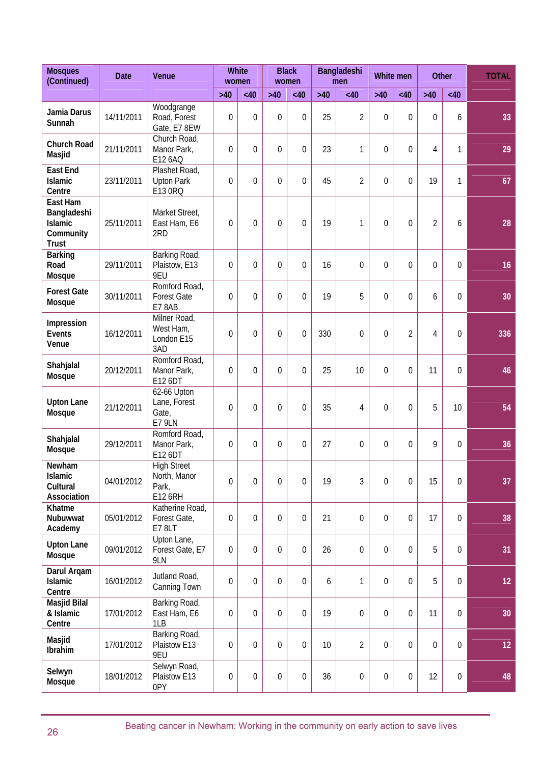| Mosques (Continued) | Date | Venue | White women | | Black women | | Bangladeshi men | | White men | | Other | | TOTAL |
|---|---|---|---|---|---|---|---|---|---|---|---|---|---|
| | | | >40 | <40 | >40 | <40 | >40 | <40 | >40 | <40 | >40 | <40 | |
| **Jamia Darus Sunnah** | 14/11/2011 | Woodgrange Road, Forest Gate, E7 8EW | 0 | 0 | 0 | 0 | 25 | 2 | 0 | 0 | 0 | 6 | **33** |
| **Church Road Masjid** | 21/11/2011 | Church Road, Manor Park, E12 6AQ | 0 | 0 | 0 | 0 | 23 | 1 | 0 | 0 | 4 | 1 | **29** |
| **East End Islamic Centre** | 23/11/2011 | Plashet Road, Upton Park E13 0RQ | 0 | 0 | 0 | 0 | 45 | 2 | 0 | 0 | 19 | 1 | **67** |
| **East Ham Bangladeshi Islamic Community Trust** | 25/11/2011 | Market Street, East Ham, E6 2RD | 0 | 0 | 0 | 0 | 19 | 1 | 0 | 0 | 2 | 6 | **28** |
| **Barking Road Mosque** | 29/11/2011 | Barking Road, Plaistow, E13 9EU | 0 | 0 | 0 | 0 | 16 | 0 | 0 | 0 | 0 | 0 | **16** |
| **Forest Gate Mosque** | 30/11/2011 | Romford Road, Forest Gate E7 8AB | 0 | 0 | 0 | 0 | 19 | 5 | 0 | 0 | 6 | 0 | **30** |
| **Impression Events Venue** | 16/12/2011 | Milner Road, West Ham, London E15 3AD | 0 | 0 | 0 | 0 | 330 | 0 | 0 | 2 | 4 | 0 | **336** |
| **Shahjalal Mosque** | 20/12/2011 | Romford Road, Manor Park, E12 6DT | 0 | 0 | 0 | 0 | 25 | 10 | 0 | 0 | 11 | 0 | **46** |
| **Upton Lane Mosque** | 21/12/2011 | 62-66 Upton Lane, Forest Gate, E7 9LN | 0 | 0 | 0 | 0 | 35 | 4 | 0 | 0 | 5 | 10 | **54** |
| **Shahjalal Mosque** | 29/12/2011 | Romford Road, Manor Park, E12 6DT | 0 | 0 | 0 | 0 | 27 | 0 | 0 | 0 | 9 | 0 | **36** |
| **Newham Islamic Cultural Association** | 04/01/2012 | High Street North, Manor Park, E12 6RH | 0 | 0 | 0 | 0 | 19 | 3 | 0 | 0 | 15 | 0 | **37** |
| **Khatme Nubuwwat Academy** | 05/01/2012 | Katherine Road, Forest Gate, E7 8LT | 0 | 0 | 0 | 0 | 21 | 0 | 0 | 0 | 17 | 0 | **38** |
| **Upton Lane Mosque** | 09/01/2012 | Upton Lane, Forest Gate, E7 9LN | 0 | 0 | 0 | 0 | 26 | 0 | 0 | 0 | 5 | 0 | **31** |
| **Darul Arqam Islamic Centre** | 16/01/2012 | Jutland Road, Canning Town | 0 | 0 | 0 | 0 | 6 | 1 | 0 | 0 | 5 | 0 | **12** |
| **Masjid Bilal & Islamic Centre** | 17/01/2012 | Barking Road, East Ham, E6 1LB | 0 | 0 | 0 | 0 | 19 | 0 | 0 | 0 | 11 | 0 | **30** |
| **Masjid Ibrahim** | 17/01/2012 | Barking Road, Plaistow E13 9EU | 0 | 0 | 0 | 0 | 10 | 2 | 0 | 0 | 0 | 0 | **12** |
| **Selwyn Mosque** | 18/01/2012 | Selwyn Road, Plaistow E13 0PY | 0 | 0 | 0 | 0 | 36 | 0 | 0 | 0 | 12 | 0 | **48** |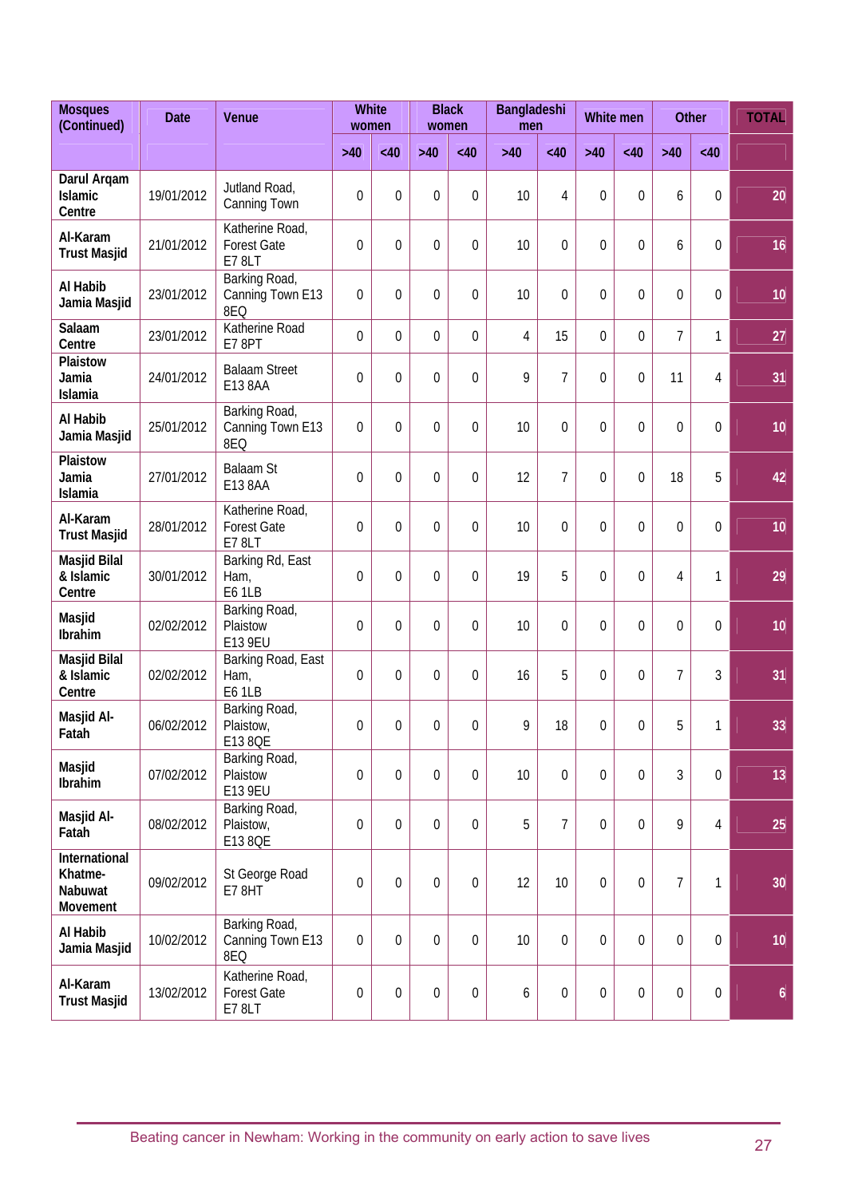| Mosques (Continued) | Date | Venue | White women | | Black women | | Bangladeshi men | | White men | | Other | | TOTAL |
|---|---|---|---|---|---|---|---|---|---|---|---|---|---|
| | | | >40 | <40 | >40 | <40 | >40 | <40 | >40 | <40 | >40 | <40 | |
| Darul Arqam Islamic Centre | 19/01/2012 | Jutland Road, Canning Town | 0 | 0 | 0 | 0 | 10 | 4 | 0 | 0 | 6 | 0 | 20 |
| Al-Karam Trust Masjid | 21/01/2012 | Katherine Road, Forest Gate E7 8LT | 0 | 0 | 0 | 0 | 10 | 0 | 0 | 0 | 6 | 0 | 16 |
| Al Habib Jamia Masjid | 23/01/2012 | Barking Road, Canning Town E13 8EQ | 0 | 0 | 0 | 0 | 10 | 0 | 0 | 0 | 0 | 0 | 10 |
| Salaam Centre | 23/01/2012 | Katherine Road E7 8PT | 0 | 0 | 0 | 0 | 4 | 15 | 0 | 0 | 7 | 1 | 27 |
| Plaistow Jamia Islamia | 24/01/2012 | Balaam Street E13 8AA | 0 | 0 | 0 | 0 | 9 | 7 | 0 | 0 | 11 | 4 | 31 |
| Al Habib Jamia Masjid | 25/01/2012 | Barking Road, Canning Town E13 8EQ | 0 | 0 | 0 | 0 | 10 | 0 | 0 | 0 | 0 | 0 | 10 |
| Plaistow Jamia Islamia | 27/01/2012 | Balaam St E13 8AA | 0 | 0 | 0 | 0 | 12 | 7 | 0 | 0 | 18 | 5 | 42 |
| Al-Karam Trust Masjid | 28/01/2012 | Katherine Road, Forest Gate E7 8LT | 0 | 0 | 0 | 0 | 10 | 0 | 0 | 0 | 0 | 0 | 10 |
| Masjid Bilal & Islamic Centre | 30/01/2012 | Barking Rd, East Ham, E6 1LB | 0 | 0 | 0 | 0 | 19 | 5 | 0 | 0 | 4 | 1 | 29 |
| Masjid Ibrahim | 02/02/2012 | Barking Road, Plaistow E13 9EU | 0 | 0 | 0 | 0 | 10 | 0 | 0 | 0 | 0 | 0 | 10 |
| Masjid Bilal & Islamic Centre | 02/02/2012 | Barking Road, East Ham, E6 1LB | 0 | 0 | 0 | 0 | 16 | 5 | 0 | 0 | 7 | 3 | 31 |
| Masjid Al-Fatah | 06/02/2012 | Barking Road, Plaistow, E13 8QE | 0 | 0 | 0 | 0 | 9 | 18 | 0 | 0 | 5 | 1 | 33 |
| Masjid Ibrahim | 07/02/2012 | Barking Road, Plaistow E13 9EU | 0 | 0 | 0 | 0 | 10 | 0 | 0 | 0 | 3 | 0 | 13 |
| Masjid Al-Fatah | 08/02/2012 | Barking Road, Plaistow, E13 8QE | 0 | 0 | 0 | 0 | 5 | 7 | 0 | 0 | 9 | 4 | 25 |
| International Khatme-Nabuwat Movement | 09/02/2012 | St George Road E7 8HT | 0 | 0 | 0 | 0 | 12 | 10 | 0 | 0 | 7 | 1 | 30 |
| Al Habib Jamia Masjid | 10/02/2012 | Barking Road, Canning Town E13 8EQ | 0 | 0 | 0 | 0 | 10 | 0 | 0 | 0 | 0 | 0 | 10 |
| Al-Karam Trust Masjid | 13/02/2012 | Katherine Road, Forest Gate E7 8LT | 0 | 0 | 0 | 0 | 6 | 0 | 0 | 0 | 0 | 0 | 6 |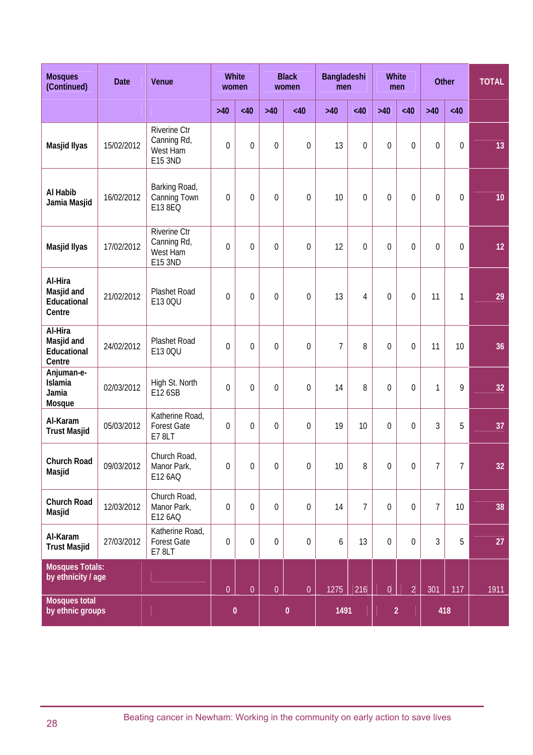| Mosques (Continued) | Date | Venue | White women | | Black women | | Bangladeshi men | | White men | | Other | | TOTAL |
|---|---|---|---|---|---|---|---|---|---|---|---|---|---|
| | | | >40 | <40 | >40 | <40 | >40 | <40 | >40 | <40 | >40 | <40 | |
| **Masjid Ilyas** | 15/02/2012 | Riverine Ctr Canning Rd, West Ham E15 3ND | 0 | 0 | 0 | 0 | 13 | 0 | 0 | 0 | 0 | 0 | **13** |
| **Al Habib Jamia Masjid** | 16/02/2012 | Barking Road, Canning Town E13 8EQ | 0 | 0 | 0 | 0 | 10 | 0 | 0 | 0 | 0 | 0 | **10** |
| **Masjid Ilyas** | 17/02/2012 | Riverine Ctr Canning Rd, West Ham E15 3ND | 0 | 0 | 0 | 0 | 12 | 0 | 0 | 0 | 0 | 0 | **12** |
| **Al-Hira Masjid and Educational Centre** | 21/02/2012 | Plashet Road E13 0QU | 0 | 0 | 0 | 0 | 13 | 4 | 0 | 0 | 11 | 1 | **29** |
| **Al-Hira Masjid and Educational Centre** | 24/02/2012 | Plashet Road E13 0QU | 0 | 0 | 0 | 0 | 7 | 8 | 0 | 0 | 11 | 10 | **36** |
| **Anjuman-e-Islamia Jamia Mosque** | 02/03/2012 | High St. North E12 6SB | 0 | 0 | 0 | 0 | 14 | 8 | 0 | 0 | 1 | 9 | **32** |
| **Al-Karam Trust Masjid** | 05/03/2012 | Katherine Road, Forest Gate E7 8LT | 0 | 0 | 0 | 0 | 19 | 10 | 0 | 0 | 3 | 5 | **37** |
| **Church Road Masjid** | 09/03/2012 | Church Road, Manor Park, E12 6AQ | 0 | 0 | 0 | 0 | 10 | 8 | 0 | 0 | 7 | 7 | **32** |
| **Church Road Masjid** | 12/03/2012 | Church Road, Manor Park, E12 6AQ | 0 | 0 | 0 | 0 | 14 | 7 | 0 | 0 | 7 | 10 | **38** |
| **Al-Karam Trust Masjid** | 27/03/2012 | Katherine Road, Forest Gate E7 8LT | 0 | 0 | 0 | 0 | 6 | 13 | 0 | 0 | 3 | 5 | **27** |
| **Mosques Totals: by ethnicity / age** | | | 0 | 0 | 0 | 0 | 1275 | 216 | 0 | 2 | 301 | 117 | 1911 |
| **Mosques total by ethnic groups** | | | **0** | | **0** | | **1491** | | **2** | | **418** | | |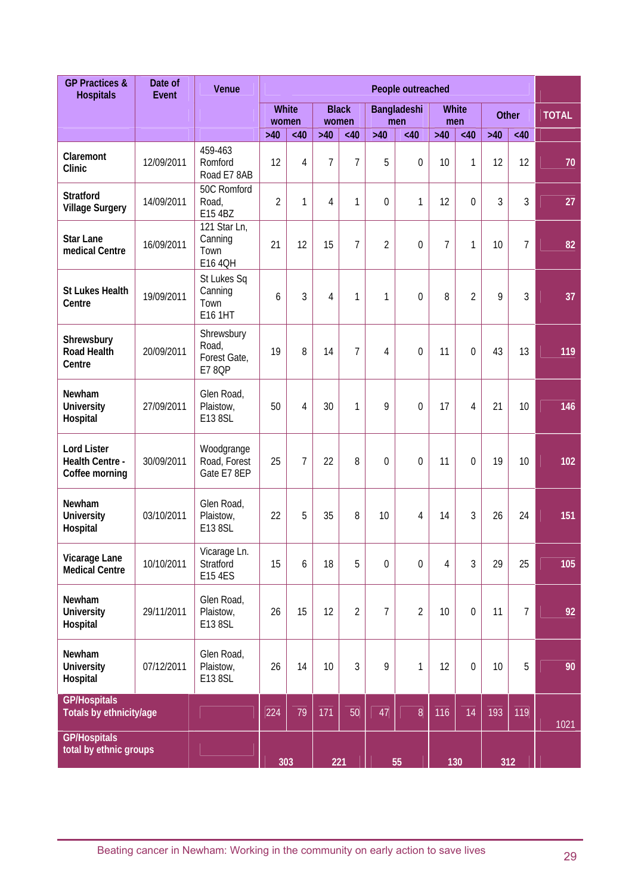| GP Practices & Hospitals | Date of Event | Venue | People outreached | | | | | | | | | | TOTAL |
|---|---|---|---|---|---|---|---|---|---|---|---|---|---|
| | | | White women | | Black women | | Bangladeshi men | | White men | | Other | | |
| | | | >40 | <40 | >40 | <40 | >40 | <40 | >40 | <40 | >40 | <40 | |
| Claremont Clinic | 12/09/2011 | 459-463 Romford Road E7 8AB | 12 | 4 | 7 | 7 | 5 | 0 | 10 | 1 | 12 | 12 | 70 |
| Stratford Village Surgery | 14/09/2011 | 50C Romford Road, E15 4BZ | 2 | 1 | 4 | 1 | 0 | 1 | 12 | 0 | 3 | 3 | 27 |
| Star Lane medical Centre | 16/09/2011 | 121 Star Ln, Canning Town E16 4QH | 21 | 12 | 15 | 7 | 2 | 0 | 7 | 1 | 10 | 7 | 82 |
| St Lukes Health Centre | 19/09/2011 | St Lukes Sq Canning Town E16 1HT | 6 | 3 | 4 | 1 | 1 | 0 | 8 | 2 | 9 | 3 | 37 |
| Shrewsbury Road Health Centre | 20/09/2011 | Shrewsbury Road, Forest Gate, E7 8QP | 19 | 8 | 14 | 7 | 4 | 0 | 11 | 0 | 43 | 13 | 119 |
| Newham University Hospital | 27/09/2011 | Glen Road, Plaistow, E13 8SL | 50 | 4 | 30 | 1 | 9 | 0 | 17 | 4 | 21 | 10 | 146 |
| Lord Lister Health Centre - Coffee morning | 30/09/2011 | Woodgrange Road, Forest Gate E7 8EP | 25 | 7 | 22 | 8 | 0 | 0 | 11 | 0 | 19 | 10 | 102 |
| Newham University Hospital | 03/10/2011 | Glen Road, Plaistow, E13 8SL | 22 | 5 | 35 | 8 | 10 | 4 | 14 | 3 | 26 | 24 | 151 |
| Vicarage Lane Medical Centre | 10/10/2011 | Vicarage Ln. Stratford E15 4ES | 15 | 6 | 18 | 5 | 0 | 0 | 4 | 3 | 29 | 25 | 105 |
| Newham University Hospital | 29/11/2011 | Glen Road, Plaistow, E13 8SL | 26 | 15 | 12 | 2 | 7 | 2 | 10 | 0 | 11 | 7 | 92 |
| Newham University Hospital | 07/12/2011 | Glen Road, Plaistow, E13 8SL | 26 | 14 | 10 | 3 | 9 | 1 | 12 | 0 | 10 | 5 | 90 |
| GP/Hospitals Totals by ethnicity/age | | | 224 | 79 | 171 | 50 | 47 | 8 | 116 | 14 | 193 | 119 | 1021 |
| GP/Hospitals total by ethnic groups | | | 303 | | 221 | | 55 | | 130 | | 312 | | |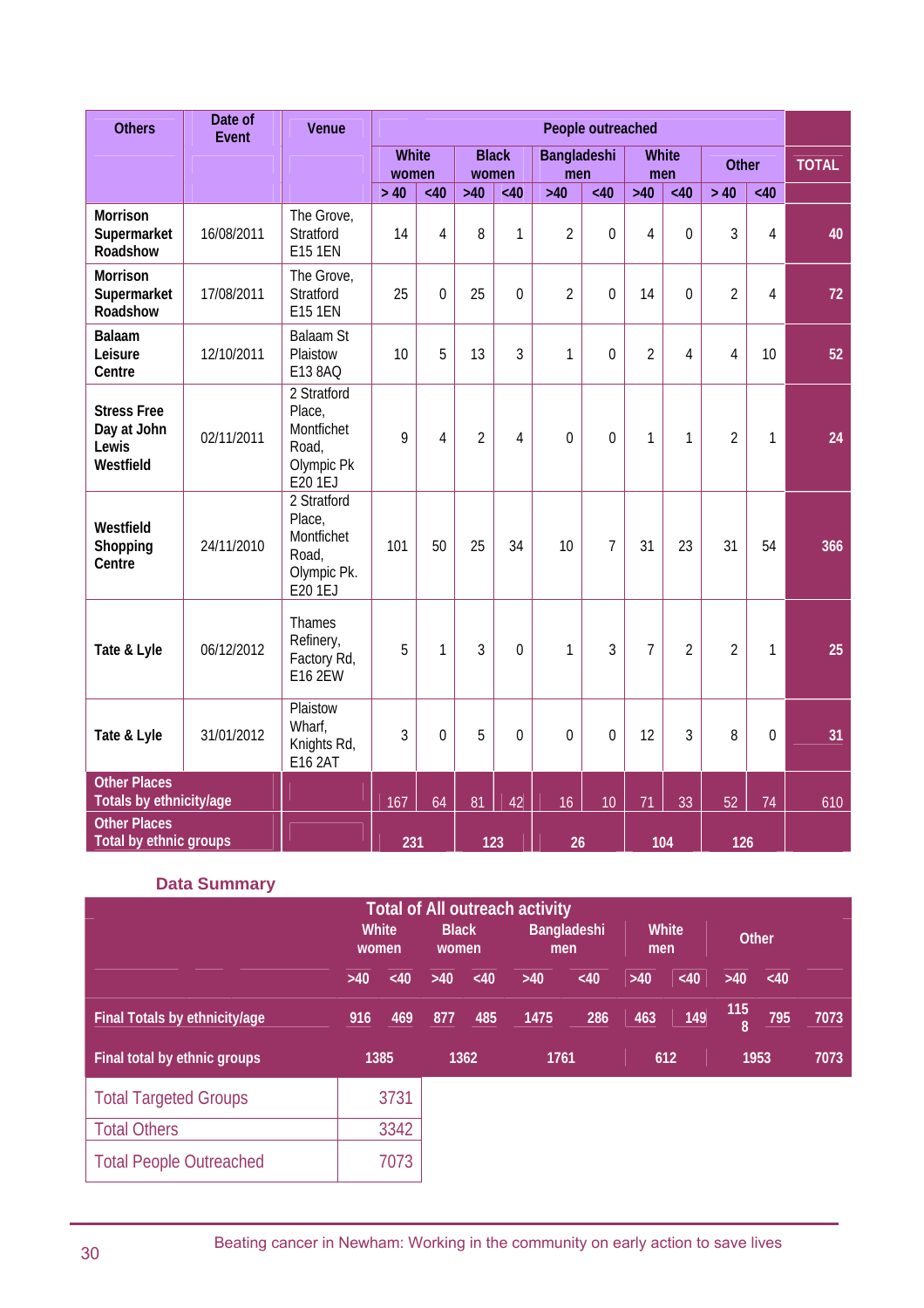| Others | Date of Event | Venue | People outreached | | | | | | | | | | TOTAL |
|---|---|---|---|---|---|---|---|---|---|---|---|---|---|
| | | | White women | | Black women | | Bangladeshi men | | White men | | Other | | |
| | | | > 40 | <40 | >40 | <40 | >40 | <40 | >40 | <40 | > 40 | <40 | |
| **Morrison Supermarket Roadshow** | 16/08/2011 | The Grove, Stratford E15 1EN | 14 | 4 | 8 | 1 | 2 | 0 | 4 | 0 | 3 | 4 | 40 |
| **Morrison Supermarket Roadshow** | 17/08/2011 | The Grove, Stratford E15 1EN | 25 | 0 | 25 | 0 | 2 | 0 | 14 | 0 | 2 | 4 | 72 |
| **Balaam Leisure Centre** | 12/10/2011 | Balaam St Plaistow E13 8AQ | 10 | 5 | 13 | 3 | 1 | 0 | 2 | 4 | 4 | 10 | 52 |
| **Stress Free Day at John Lewis Westfield** | 02/11/2011 | 2 Stratford Place, Montfichet Road, Olympic Pk E20 1EJ | 9 | 4 | 2 | 4 | 0 | 0 | 1 | 1 | 2 | 1 | 24 |
| **Westfield Shopping Centre** | 24/11/2010 | 2 Stratford Place, Montfichet Road, Olympic Pk. E20 1EJ | 101 | 50 | 25 | 34 | 10 | 7 | 31 | 23 | 31 | 54 | 366 |
| **Tate & Lyle** | 06/12/2012 | Thames Refinery, Factory Rd, E16 2EW | 5 | 1 | 3 | 0 | 1 | 3 | 7 | 2 | 2 | 1 | 25 |
| **Tate & Lyle** | 31/01/2012 | Plaistow Wharf, Knights Rd, E16 2AT | 3 | 0 | 5 | 0 | 0 | 0 | 12 | 3 | 8 | 0 | 31 |
| **Other Places Totals by ethnicity/age** | | | 167 | 64 | 81 | 42 | 16 | 10 | 71 | 33 | 52 | 74 | 610 |
| **Other Places Total by ethnic groups** | | | 231 | | 123 | | 26 | | 104 | | 126 | | |

## Data Summary

| | Total of All outreach activity | | | | | | | | | | |
|---|---|---|---|---|---|---|---|---|---|---|---|
| | White women | | Black women | | Bangladeshi men | | White men | | Other | | |
| | >40 | <40 | >40 | <40 | >40 | <40 | >40 | <40 | >40 | <40 | |
| **Final Totals by ethnicity/age** | 916 | 469 | 877 | 485 | 1475 | 286 | 463 | 149 | 1158 | 795 | 7073 |
| **Final total by ethnic groups** | 1385 | | 1362 | | 1761 | | 612 | | 1953 | | 7073 |

| | |
|---|---|
| Total Targeted Groups | 3731 |
| Total Others | 3342 |
| Total People Outreached | 7073 |

Beating cancer in Newham: Working in the community on early action to save lives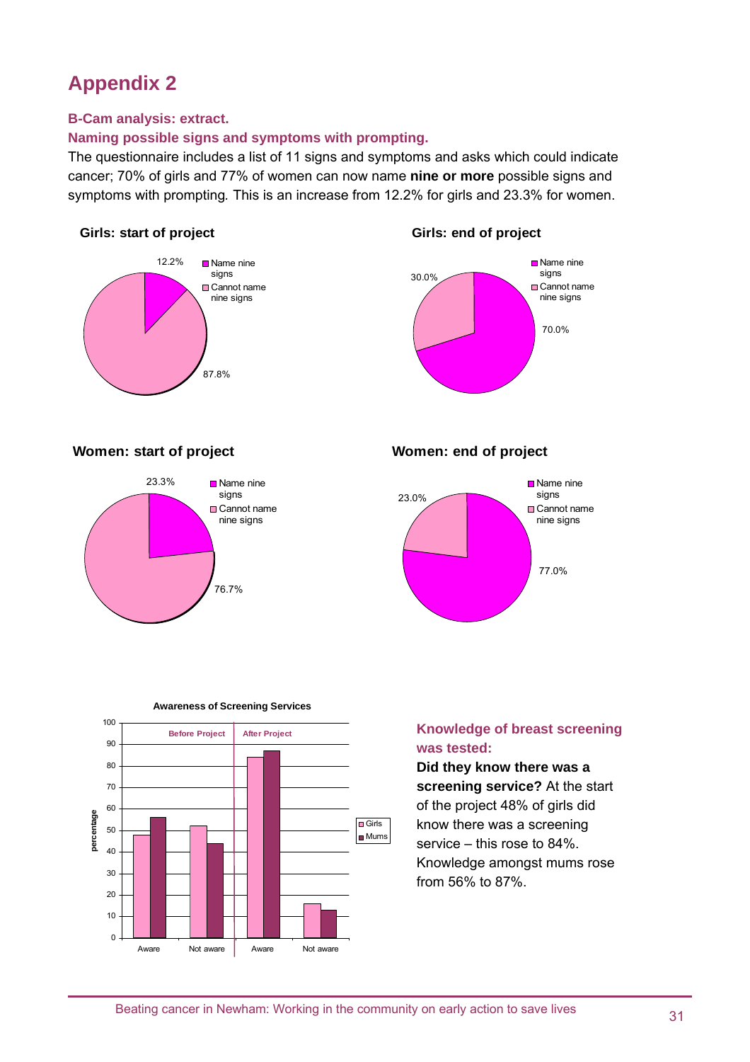# Appendix 2

### B-Cam analysis: extract.

### Naming possible signs and symptoms with prompting.

The questionnaire includes a list of 11 signs and symptoms and asks which could indicate cancer; 70% of girls and 77% of women can now name **nine or more** possible signs and symptoms with prompting. This is an increase from 12.2% for girls and 23.3% for women.

**Girls: start of project**

- Name nine signs: 12.2%
- Cannot name nine signs: 87.8%

**Girls: end of project**

- Name nine signs: 70.0%
- Cannot name nine signs: 30.0%

**Women: start of project**

- Name nine signs: 23.3%
- Cannot name nine signs: 76.7%

**Women: end of project**

- Name nine signs: 77.0%
- Cannot name nine signs: 23.0%

**Awareness of Screening Services**

| | Before Project | | After Project | |
|---|---|---|---|---|
| | Aware | Not aware | Aware | Not aware |
| Girls | 48 | 52 | 84 | 16 |
| Mums | 56 | 44 | 87 | 13 |

### Knowledge of breast screening was tested:

**Did they know there was a screening service?** At the start of the project 48% of girls did know there was a screening service – this rose to 84%. Knowledge amongst mums rose from 56% to 87%.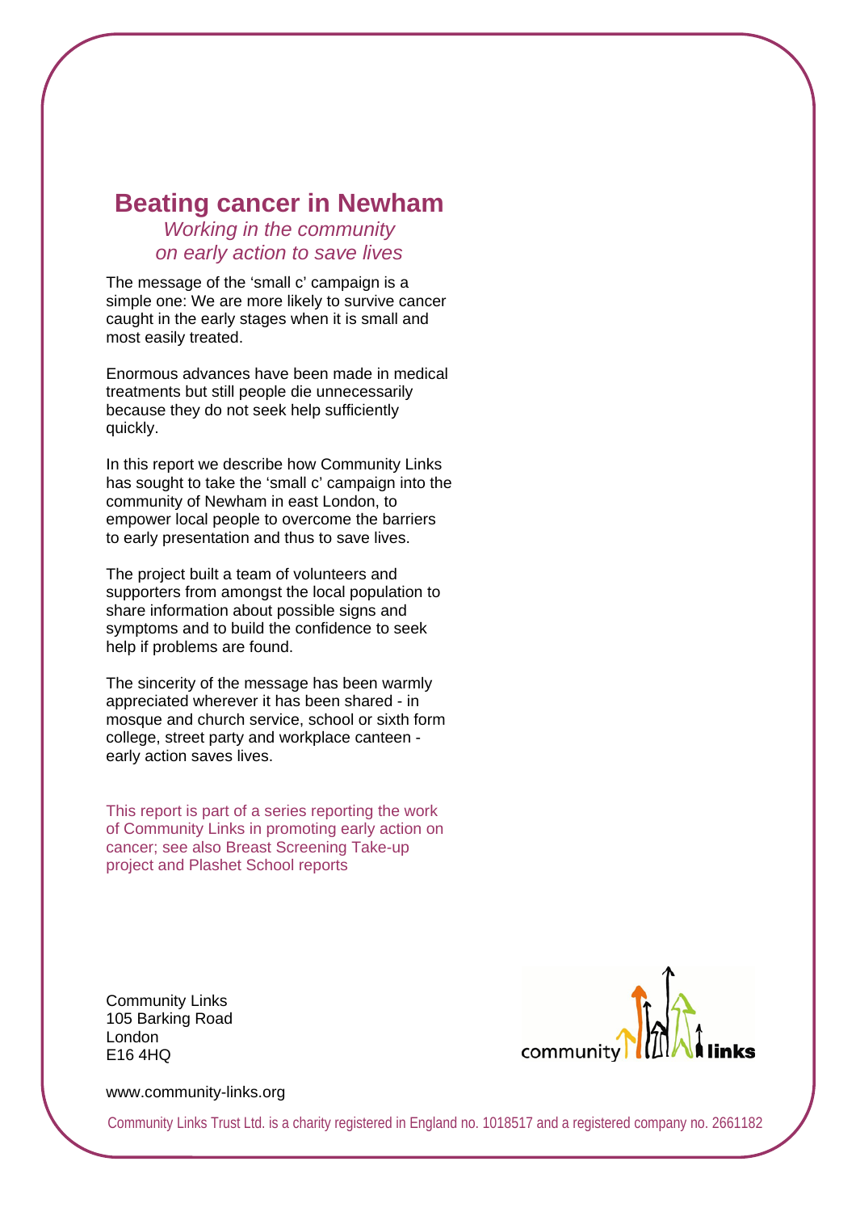# Beating cancer in Newham

*Working in the community on early action to save lives*

The message of the 'small c' campaign is a simple one: We are more likely to survive cancer caught in the early stages when it is small and most easily treated.

Enormous advances have been made in medical treatments but still people die unnecessarily because they do not seek help sufficiently quickly.

In this report we describe how Community Links has sought to take the 'small c' campaign into the community of Newham in east London, to empower local people to overcome the barriers to early presentation and thus to save lives.

The project built a team of volunteers and supporters from amongst the local population to share information about possible signs and symptoms and to build the confidence to seek help if problems are found.

The sincerity of the message has been warmly appreciated wherever it has been shared - in mosque and church service, school or sixth form college, street party and workplace canteen - early action saves lives.

This report is part of a series reporting the work of Community Links in promoting early action on cancer; see also Breast Screening Take-up project and Plashet School reports

Community Links
105 Barking Road
London
E16 4HQ

www.community-links.org

Community Links Trust Ltd. is a charity registered in England no. 1018517 and a registered company no. 2661182